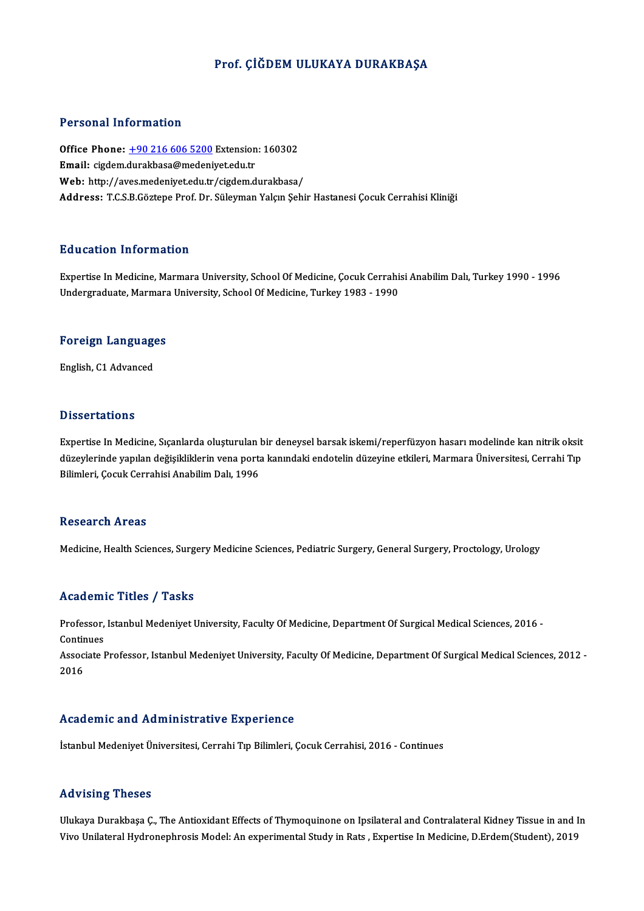# Prof. ÇİĞDEM ULUKAYA DURAKBAŞA

## Personal Information

**Office Phone:** +90 216 606 5200 Extension: 160302
**Email:** cigdem.durakbasa@medeniyet.edu.tr
**Web:** http://aves.medeniyet.edu.tr/cigdem.durakbasa/
**Address:** T.C.S.B.Göztepe Prof. Dr. Süleyman Yalçın Şehir Hastanesi Çocuk Cerrahisi Kliniği

## Education Information

Expertise In Medicine, Marmara University, School Of Medicine, Çocuk Cerrahisi Anabilim Dalı, Turkey 1990 - 1996
Undergraduate, Marmara University, School Of Medicine, Turkey 1983 - 1990

## Foreign Languages

English, C1 Advanced

## Dissertations

Expertise In Medicine, Sıçanlarda oluşturulan bir deneysel barsak iskemi/reperfüzyon hasarı modelinde kan nitrik oksit düzeylerinde yapılan değişikliklerin vena porta kanındaki endotelin düzeyine etkileri, Marmara Üniversitesi, Cerrahi Tıp Bilimleri, Çocuk Cerrahisi Anabilim Dalı, 1996

## Research Areas

Medicine, Health Sciences, Surgery Medicine Sciences, Pediatric Surgery, General Surgery, Proctology, Urology

## Academic Titles / Tasks

Professor, Istanbul Medeniyet University, Faculty Of Medicine, Department Of Surgical Medical Sciences, 2016 - Continues
Associate Professor, Istanbul Medeniyet University, Faculty Of Medicine, Department Of Surgical Medical Sciences, 2012 - 2016

## Academic and Administrative Experience

İstanbul Medeniyet Üniversitesi, Cerrahi Tıp Bilimleri, Çocuk Cerrahisi, 2016 - Continues

## Advising Theses

Ulukaya Durakbaşa Ç., The Antioxidant Effects of Thymoquinone on Ipsilateral and Contralateral Kidney Tissue in and In Vivo Unilateral Hydronephrosis Model: An experimental Study in Rats , Expertise In Medicine, D.Erdem(Student), 2019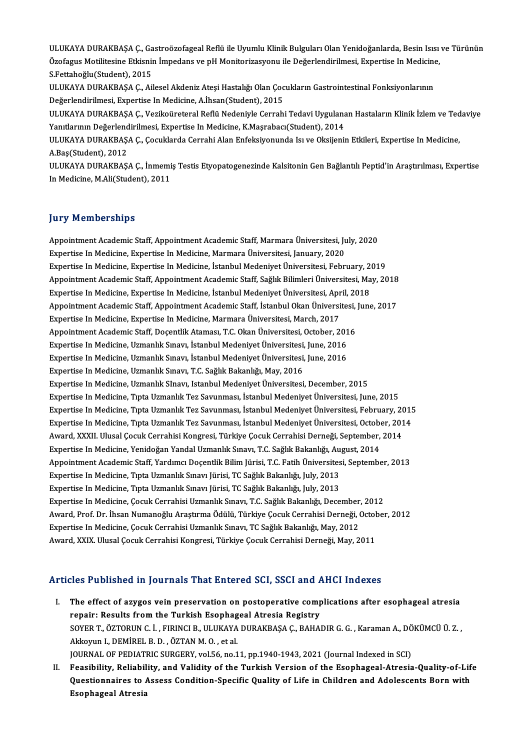ULUKAYA DURAKBAŞA Ç., Gastroözofageal Reflü ile Uyumlu Klinik Bulguları Olan Yenidoğanlarda, Besin Isısı ve Türünün Özofagus Motilitesine Etkisnin İmpedans ve pH Monitorizasyonu ile Değerlendirilmesi, Expertise In Medicine, S.Fettahoğlu(Student), 2015

ULUKAYA DURAKBAŞA Ç., Ailesel Akdeniz Ateşi Hastalığı Olan Çocukların Gastrointestinal Fonksiyonlarının Değerlendirilmesi, Expertise In Medicine, A.İhsan(Student), 2015

ULUKAYA DURAKBAŞA Ç., Vezikoüreteral Reflü Nedeniyle Cerrahi Tedavi Uygulanan Hastaların Klinik İzlem ve Tedaviye Yanıtlarının Değerlendirilmesi, Expertise In Medicine, K.Maşrabacı(Student), 2014

ULUKAYA DURAKBAŞA Ç., Çocuklarda Cerrahi Alan Enfeksiyonunda Isı ve Oksijenin Etkileri, Expertise In Medicine, A.Baş(Student), 2012

ULUKAYA DURAKBAŞA Ç., İnmemiş Testis Etyopatogenezinde Kalsitonin Gen Bağlantılı Peptid'in Araştırılması, Expertise In Medicine, M.Ali(Student), 2011

## Jury Memberships

Appointment Academic Staff, Appointment Academic Staff, Marmara Üniversitesi, July, 2020
Expertise In Medicine, Expertise In Medicine, Marmara Üniversitesi, January, 2020
Expertise In Medicine, Expertise In Medicine, İstanbul Medeniyet Üniversitesi, February, 2019
Appointment Academic Staff, Appointment Academic Staff, Sağlık Bilimleri Üniversitesi, May, 2018
Expertise In Medicine, Expertise In Medicine, İstanbul Medeniyet Üniversitesi, April, 2018
Appointment Academic Staff, Appointment Academic Staff, İstanbul Okan Üniversitesi, June, 2017
Expertise In Medicine, Expertise In Medicine, Marmara Üniversitesi, March, 2017
Appointment Academic Staff, Doçentlik Ataması, T.C. Okan Üniversitesi, October, 2016
Expertise In Medicine, Uzmanlık Sınavı, İstanbul Medeniyet Üniversitesi, June, 2016
Expertise In Medicine, Uzmanlık Sınavı, İstanbul Medeniyet Üniversitesi, June, 2016
Expertise In Medicine, Uzmanlık Sınavı, T.C. Sağlık Bakanlığı, May, 2016
Expertise In Medicine, Uzmanlık SInavı, Istanbul Medeniyet Üniversitesi, December, 2015
Expertise In Medicine, Tıpta Uzmanlık Tez Savunması, İstanbul Medeniyet Üniversitesi, June, 2015
Expertise In Medicine, Tıpta Uzmanlık Tez Savunması, İstanbul Medeniyet Üniversitesi, February, 2015
Expertise In Medicine, Tıpta Uzmanlık Tez Savunması, İstanbul Medeniyet Üniversitesi, October, 2014
Award, XXXII. Ulusal Çocuk Cerrahisi Kongresi, Türkiye Çocuk Cerrahisi Derneği, September, 2014
Expertise In Medicine, Yenidoğan Yandal Uzmanlık Sınavı, T.C. Sağlık Bakanlığı, August, 2014
Appointment Academic Staff, Yardımcı Doçentlik Bilim Jürisi, T.C. Fatih Üniversitesi, September, 2013
Expertise In Medicine, Tıpta Uzmanlık Sınavı Jürisi, TC Sağlık Bakanlığı, July, 2013
Expertise In Medicine, Tıpta Uzmanlık Sınavı Jürisi, TC Sağlık Bakanlığı, July, 2013
Expertise In Medicine, Çocuk Cerrahisi Uzmanlık Sınavı, T.C. Sağlık Bakanlığı, December, 2012
Award, Prof. Dr. İhsan Numanoğlu Araştırma Ödülü, Türkiye Çocuk Cerrahisi Derneği, October, 2012
Expertise In Medicine, Çocuk Cerrahisi Uzmanlık Sınavı, TC Sağlık Bakanlığı, May, 2012
Award, XXIX. Ulusal Çocuk Cerrahisi Kongresi, Türkiye Çocuk Cerrahisi Derneği, May, 2011

## Articles Published in Journals That Entered SCI, SSCI and AHCI Indexes

I. **The effect of azygos vein preservation on postoperative complications after esophageal atresia repair: Results from the Turkish Esophageal Atresia Registry**
SOYER T., ÖZTORUN C. İ. , FIRINCI B., ULUKAYA DURAKBAŞA Ç., BAHADIR G. G. , Karaman A., DÖKÜMCÜ Ü. Z. , Akkoyun I., DEMİREL B. D. , ÖZTAN M. O. , et al.
JOURNAL OF PEDIATRIC SURGERY, vol.56, no.11, pp.1940-1943, 2021 (Journal Indexed in SCI)

II. **Feasibility, Reliability, and Validity of the Turkish Version of the Esophageal-Atresia-Quality-of-Life Questionnaires to Assess Condition-Specific Quality of Life in Children and Adolescents Born with Esophageal Atresia**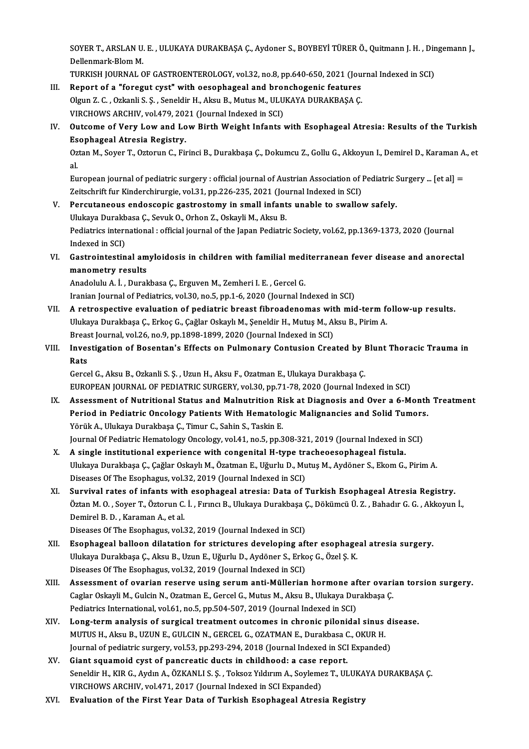SOYER T., ARSLAN U. E. , ULUKAYA DURAKBAŞA Ç., Aydoner S., BOYBEYİ TÜRER Ö., Quitmann J. H. , Dingemann J., Dellenmark-Blom M.
TURKISH JOURNAL OF GASTROENTEROLOGY, vol.32, no.8, pp.640-650, 2021 (Journal Indexed in SCI)

III. **Report of a "foregut cyst" with oesophageal and bronchogenic features**
Olgun Z. C. , Ozkanli S. Ş. , Seneldir H., Aksu B., Mutus M., ULUKAYA DURAKBAŞA Ç.
VIRCHOWS ARCHIV, vol.479, 2021 (Journal Indexed in SCI)

IV. **Outcome of Very Low and Low Birth Weight Infants with Esophageal Atresia: Results of the Turkish Esophageal Atresia Registry.**
Oztan M., Soyer T., Oztorun C., Firinci B., Durakbaşa Ç., Dokumcu Z., Gollu G., Akkoyun I., Demirel D., Karaman A., et al.
European journal of pediatric surgery : official journal of Austrian Association of Pediatric Surgery ... [et al] = Zeitschrift fur Kinderchirurgie, vol.31, pp.226-235, 2021 (Journal Indexed in SCI)

V. **Percutaneous endoscopic gastrostomy in small infants unable to swallow safely.**
Ulukaya Durakbasa Ç., Sevuk O., Orhon Z., Oskayli M., Aksu B.
Pediatrics international : official journal of the Japan Pediatric Society, vol.62, pp.1369-1373, 2020 (Journal Indexed in SCI)

VI. **Gastrointestinal amyloidosis in children with familial mediterranean fever disease and anorectal manometry results**
Anadolulu A. İ. , Durakbasa Ç., Erguven M., Zemheri I. E. , Gercel G.
Iranian Journal of Pediatrics, vol.30, no.5, pp.1-6, 2020 (Journal Indexed in SCI)

VII. **A retrospective evaluation of pediatric breast fibroadenomas with mid-term follow-up results.**
Ulukaya Durakbaşa Ç., Erkoç G., Çağlar Oskaylı M., Şeneldir H., Mutuş M., Aksu B., Pirim A.
Breast Journal, vol.26, no.9, pp.1898-1899, 2020 (Journal Indexed in SCI)

VIII. **Investigation of Bosentan's Effects on Pulmonary Contusion Created by Blunt Thoracic Trauma in Rats**
Gercel G., Aksu B., Ozkanli S. Ş. , Uzun H., Aksu F., Ozatman E., Ulukaya Durakbaşa Ç.
EUROPEAN JOURNAL OF PEDIATRIC SURGERY, vol.30, pp.71-78, 2020 (Journal Indexed in SCI)

IX. **Assessment of Nutritional Status and Malnutrition Risk at Diagnosis and Over a 6-Month Treatment Period in Pediatric Oncology Patients With Hematologic Malignancies and Solid Tumors.**
Yörük A., Ulukaya Durakbaşa Ç., Timur C., Sahin S., Taskin E.
Journal Of Pediatric Hematology Oncology, vol.41, no.5, pp.308-321, 2019 (Journal Indexed in SCI)

X. **A single institutional experience with congenital H-type tracheoesophageal fistula.**
Ulukaya Durakbaşa Ç., Çağlar Oskaylı M., Özatman E., Uğurlu D., Mutuş M., Aydöner S., Ekom G., Pirim A.
Diseases Of The Esophagus, vol.32, 2019 (Journal Indexed in SCI)

XI. **Survival rates of infants with esophageal atresia: Data of Turkish Esophageal Atresia Registry.**
Öztan M. O. , Soyer T., Öztorun C. İ. , Fırıncı B., Ulukaya Durakbaşa Ç., Dökümcü Ü. Z. , Bahadır G. G. , Akkoyun İ., Demirel B. D. , Karaman A., et al.
Diseases Of The Esophagus, vol.32, 2019 (Journal Indexed in SCI)

XII. **Esophageal balloon dilatation for strictures developing after esophageal atresia surgery.**
Ulukaya Durakbaşa Ç., Aksu B., Uzun E., Uğurlu D., Aydöner S., Erkoç G., Özel Ş. K.
Diseases Of The Esophagus, vol.32, 2019 (Journal Indexed in SCI)

XIII. **Assessment of ovarian reserve using serum anti-Müllerian hormone after ovarian torsion surgery.**
Caglar Oskayli M., Gulcin N., Ozatman E., Gercel G., Mutus M., Aksu B., Ulukaya Durakbaşa Ç.
Pediatrics International, vol.61, no.5, pp.504-507, 2019 (Journal Indexed in SCI)

XIV. **Long-term analysis of surgical treatment outcomes in chronic pilonidal sinus disease.**
MUTUS H., Aksu B., UZUN E., GULCIN N., GERCEL G., OZATMAN E., Durakbasa C., OKUR H.
Journal of pediatric surgery, vol.53, pp.293-294, 2018 (Journal Indexed in SCI Expanded)

XV. **Giant squamoid cyst of pancreatic ducts in childhood: a case report.**
Seneldir H., KIR G., Aydın A., ÖZKANLI S. Ş. , Toksoz Yıldırım A., Soylemez T., ULUKAYA DURAKBAŞA Ç.
VIRCHOWS ARCHIV, vol.471, 2017 (Journal Indexed in SCI Expanded)

XVI. **Evaluation of the First Year Data of Turkish Esophageal Atresia Registry**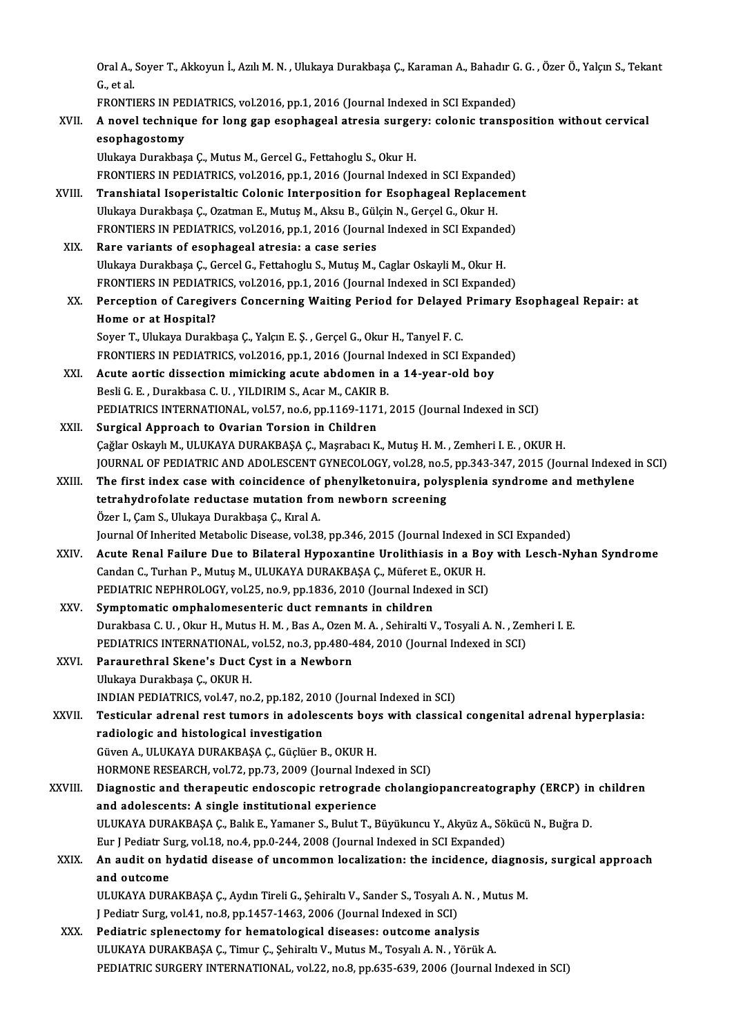Oral A., Soyer T., Akkoyun İ., Azılı M. N. , Ulukaya Durakbaşa Ç., Karaman A., Bahadır G. G. , Özer Ö., Yalçın S., Tekant G., et al.
FRONTIERS IN PEDIATRICS, vol.2016, pp.1, 2016 (Journal Indexed in SCI Expanded)

XVII. **A novel technique for long gap esophageal atresia surgery: colonic transposition without cervical esophagostomy**
Ulukaya Durakbaşa Ç., Mutus M., Gercel G., Fettahoglu S., Okur H.
FRONTIERS IN PEDIATRICS, vol.2016, pp.1, 2016 (Journal Indexed in SCI Expanded)

XVIII. **Transhiatal Isoperistaltic Colonic Interposition for Esophageal Replacement**
Ulukaya Durakbaşa Ç., Ozatman E., Mutuş M., Aksu B., Gülçin N., Gerçel G., Okur H.
FRONTIERS IN PEDIATRICS, vol.2016, pp.1, 2016 (Journal Indexed in SCI Expanded)

XIX. **Rare variants of esophageal atresia: a case series**
Ulukaya Durakbaşa Ç., Gercel G., Fettahoglu S., Mutuş M., Caglar Oskayli M., Okur H.
FRONTIERS IN PEDIATRICS, vol.2016, pp.1, 2016 (Journal Indexed in SCI Expanded)

XX. **Perception of Caregivers Concerning Waiting Period for Delayed Primary Esophageal Repair: at Home or at Hospital?**
Soyer T., Ulukaya Durakbaşa Ç., Yalçın E. Ş. , Gerçel G., Okur H., Tanyel F. C.
FRONTIERS IN PEDIATRICS, vol.2016, pp.1, 2016 (Journal Indexed in SCI Expanded)

XXI. **Acute aortic dissection mimicking acute abdomen in a 14-year-old boy**
Besli G. E. , Durakbasa C. U. , YILDIRIM S., Acar M., CAKIR B.
PEDIATRICS INTERNATIONAL, vol.57, no.6, pp.1169-1171, 2015 (Journal Indexed in SCI)

XXII. **Surgical Approach to Ovarian Torsion in Children**
Çağlar Oskaylı M., ULUKAYA DURAKBAŞA Ç., Maşrabacı K., Mutuş H. M. , Zemheri I. E. , OKUR H.
JOURNAL OF PEDIATRIC AND ADOLESCENT GYNECOLOGY, vol.28, no.5, pp.343-347, 2015 (Journal Indexed in SCI)

XXIII. **The first index case with coincidence of phenylketonuira, polysplenia syndrome and methylene tetrahydrofolate reductase mutation from newborn screening**
Özer I., Çam S., Ulukaya Durakbaşa Ç., Kıral A.
Journal Of Inherited Metabolic Disease, vol.38, pp.346, 2015 (Journal Indexed in SCI Expanded)

XXIV. **Acute Renal Failure Due to Bilateral Hypoxantine Urolithiasis in a Boy with Lesch-Nyhan Syndrome**
Candan C., Turhan P., Mutuş M., ULUKAYA DURAKBAŞA Ç., Müferet E., OKUR H.
PEDIATRIC NEPHROLOGY, vol.25, no.9, pp.1836, 2010 (Journal Indexed in SCI)

XXV. **Symptomatic omphalomesenteric duct remnants in children**
Durakbasa C. U. , Okur H., Mutus H. M. , Bas A., Ozen M. A. , Sehiralti V., Tosyali A. N. , Zemheri I. E.
PEDIATRICS INTERNATIONAL, vol.52, no.3, pp.480-484, 2010 (Journal Indexed in SCI)

XXVI. **Paraurethral Skene's Duct Cyst in a Newborn**
Ulukaya Durakbaşa Ç., OKUR H.
INDIAN PEDIATRICS, vol.47, no.2, pp.182, 2010 (Journal Indexed in SCI)

XXVII. **Testicular adrenal rest tumors in adolescents boys with classical congenital adrenal hyperplasia: radiologic and histological investigation**
Güven A., ULUKAYA DURAKBAŞA Ç., Güçlüer B., OKUR H.
HORMONE RESEARCH, vol.72, pp.73, 2009 (Journal Indexed in SCI)

XXVIII. **Diagnostic and therapeutic endoscopic retrograde cholangiopancreatography (ERCP) in children and adolescents: A single institutional experience**
ULUKAYA DURAKBAŞA Ç., Balık E., Yamaner S., Bulut T., Büyükuncu Y., Akyüz A., Sökücü N., Buğra D.
Eur J Pediatr Surg, vol.18, no.4, pp.0-244, 2008 (Journal Indexed in SCI Expanded)

XXIX. **An audit on hydatid disease of uncommon localization: the incidence, diagnosis, surgical approach and outcome**
ULUKAYA DURAKBAŞA Ç., Aydın Tireli G., Şehiraltı V., Sander S., Tosyalı A. N. , Mutus M.
J Pediatr Surg, vol.41, no.8, pp.1457-1463, 2006 (Journal Indexed in SCI)

XXX. **Pediatric splenectomy for hematological diseases: outcome analysis**
ULUKAYA DURAKBAŞA Ç., Timur Ç., Şehiraltı V., Mutus M., Tosyalı A. N. , Yörük A.
PEDIATRIC SURGERY INTERNATIONAL, vol.22, no.8, pp.635-639, 2006 (Journal Indexed in SCI)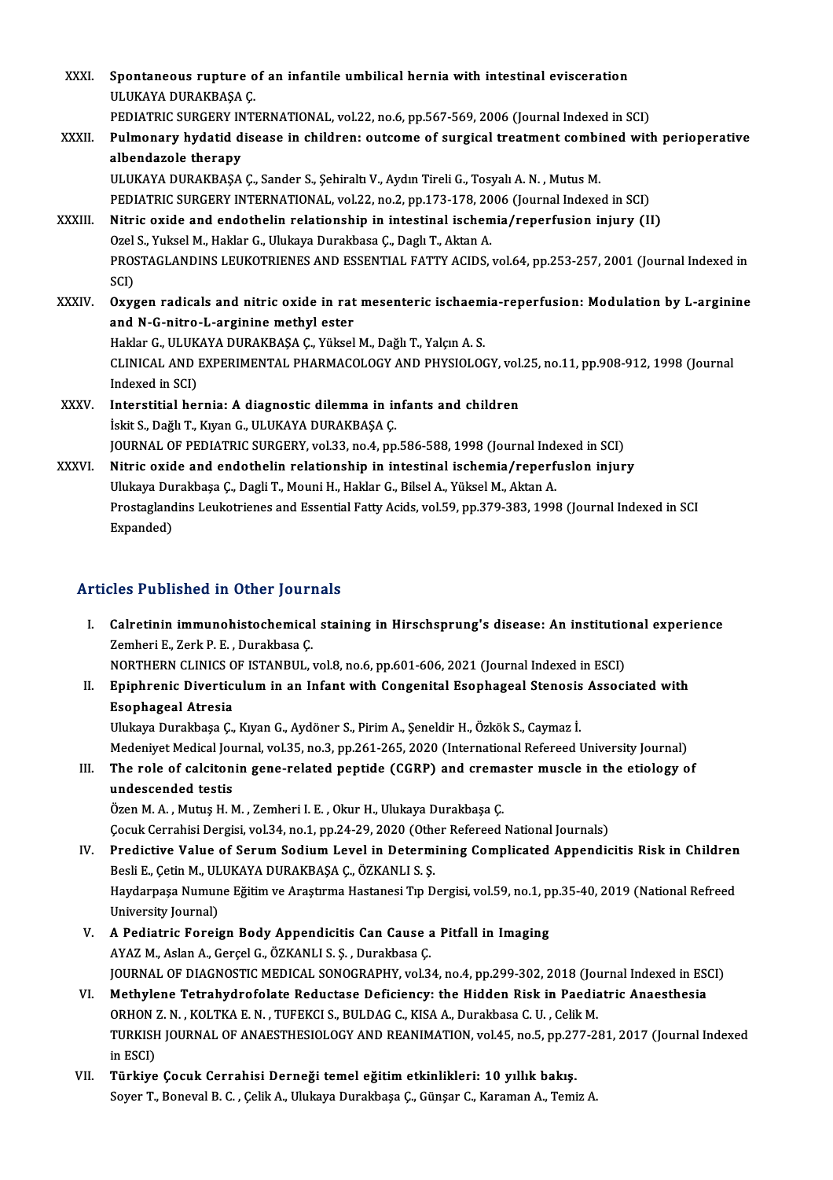XXXI. **Spontaneous rupture of an infantile umbilical hernia with intestinal evisceration**
ULUKAYA DURAKBAŞA Ç.
PEDIATRIC SURGERY INTERNATIONAL, vol.22, no.6, pp.567-569, 2006 (Journal Indexed in SCI)

XXXII. **Pulmonary hydatid disease in children: outcome of surgical treatment combined with perioperative albendazole therapy**
ULUKAYA DURAKBAŞA Ç., Sander S., Şehiraltı V., Aydın Tireli G., Tosyalı A. N. , Mutus M.
PEDIATRIC SURGERY INTERNATIONAL, vol.22, no.2, pp.173-178, 2006 (Journal Indexed in SCI)

XXXIII. **Nitric oxide and endothelin relationship in intestinal ischemia/reperfusion injury (II)**
Ozel S., Yuksel M., Haklar G., Ulukaya Durakbasa Ç., Daglı T., Aktan A.
PROSTAGLANDINS LEUKOTRIENES AND ESSENTIAL FATTY ACIDS, vol.64, pp.253-257, 2001 (Journal Indexed in SCI)

XXXIV. **Oxygen radicals and nitric oxide in rat mesenteric ischaemia-reperfusion: Modulation by L-arginine and N-G-nitro-L-arginine methyl ester**
Haklar G., ULUKAYA DURAKBAŞA Ç., Yüksel M., Dağlı T., Yalçın A. S.
CLINICAL AND EXPERIMENTAL PHARMACOLOGY AND PHYSIOLOGY, vol.25, no.11, pp.908-912, 1998 (Journal Indexed in SCI)

XXXV. **Interstitial hernia: A diagnostic dilemma in infants and children**
İskit S., Dağlı T., Kıyan G., ULUKAYA DURAKBAŞA Ç.
JOURNAL OF PEDIATRIC SURGERY, vol.33, no.4, pp.586-588, 1998 (Journal Indexed in SCI)

XXXVI. **Nitric oxide and endothelin relationship in intestinal ischemia/reperfuslon injury**
Ulukaya Durakbaşa Ç., Dagli T., Mouni H., Haklar G., Bilsel A., Yüksel M., Aktan A.
Prostaglandins Leukotrienes and Essential Fatty Acids, vol.59, pp.379-383, 1998 (Journal Indexed in SCI Expanded)

## Articles Published in Other Journals

I. **Calretinin immunohistochemical staining in Hirschsprung's disease: An institutional experience**
Zemheri E., Zerk P. E. , Durakbasa Ç.
NORTHERN CLINICS OF ISTANBUL, vol.8, no.6, pp.601-606, 2021 (Journal Indexed in ESCI)

II. **Epiphrenic Diverticulum in an Infant with Congenital Esophageal Stenosis Associated with Esophageal Atresia**
Ulukaya Durakbaşa Ç., Kıyan G., Aydöner S., Pirim A., Şeneldir H., Özkök S., Caymaz İ.
Medeniyet Medical Journal, vol.35, no.3, pp.261-265, 2020 (International Refereed University Journal)

III. **The role of calcitonin gene-related peptide (CGRP) and cremaster muscle in the etiology of undescended testis**
Özen M. A. , Mutuş H. M. , Zemheri I. E. , Okur H., Ulukaya Durakbaşa Ç.
Çocuk Cerrahisi Dergisi, vol.34, no.1, pp.24-29, 2020 (Other Refereed National Journals)

IV. **Predictive Value of Serum Sodium Level in Determining Complicated Appendicitis Risk in Children**
Besli E., Çetin M., ULUKAYA DURAKBAŞA Ç., ÖZKANLI S. Ş.
Haydarpaşa Numune Eğitim ve Araştırma Hastanesi Tıp Dergisi, vol.59, no.1, pp.35-40, 2019 (National Refreed University Journal)

V. **A Pediatric Foreign Body Appendicitis Can Cause a Pitfall in Imaging**
AYAZ M., Aslan A., Gerçel G., ÖZKANLI S. Ş. , Durakbasa Ç.
JOURNAL OF DIAGNOSTIC MEDICAL SONOGRAPHY, vol.34, no.4, pp.299-302, 2018 (Journal Indexed in ESCI)

VI. **Methylene Tetrahydrofolate Reductase Deficiency: the Hidden Risk in Paediatric Anaesthesia**
ORHON Z. N. , KOLTKA E. N. , TUFEKCI S., BULDAG C., KISA A., Durakbasa C. U. , Celik M.
TURKISH JOURNAL OF ANAESTHESIOLOGY AND REANIMATION, vol.45, no.5, pp.277-281, 2017 (Journal Indexed in ESCI)

VII. **Türkiye Çocuk Cerrahisi Derneği temel eğitim etkinlikleri: 10 yıllık bakış.**
Soyer T., Boneval B. C. , Çelik A., Ulukaya Durakbaşa Ç., Günşar C., Karaman A., Temiz A.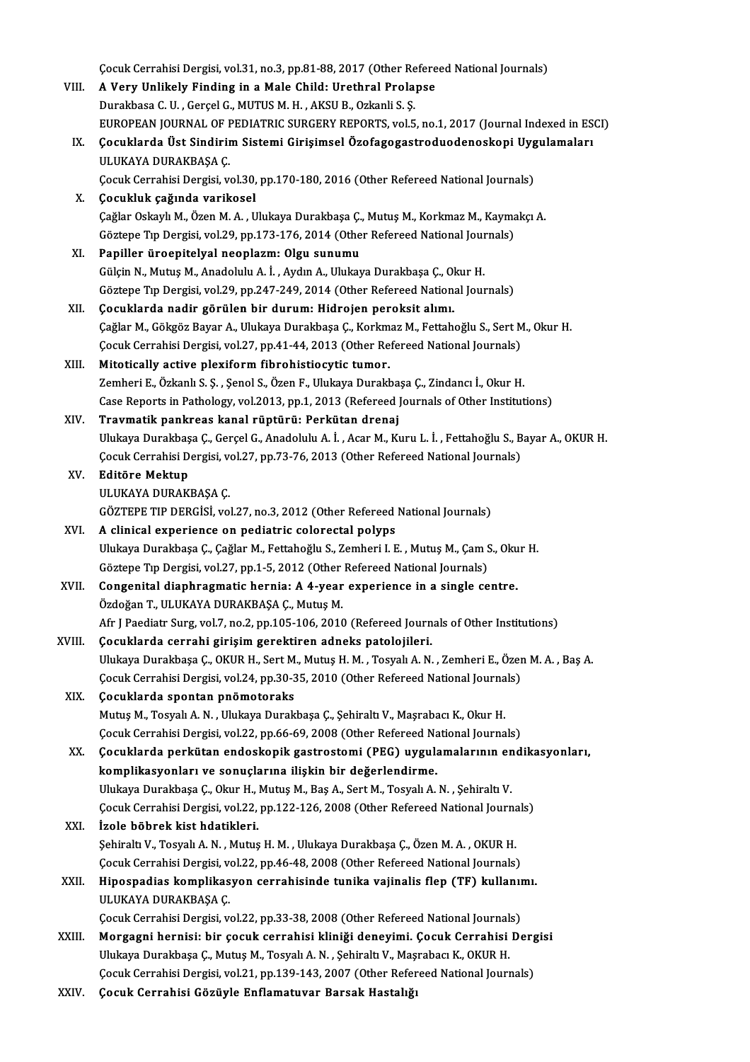Çocuk Cerrahisi Dergisi, vol.31, no.3, pp.81-88, 2017 (Other Refereed National Journals)

VIII. **A Very Unlikely Finding in a Male Child: Urethral Prolapse**
Durakbasa C. U. , Gerçel G., MUTUS M. H. , AKSU B., Ozkanli S. Ş.
EUROPEAN JOURNAL OF PEDIATRIC SURGERY REPORTS, vol.5, no.1, 2017 (Journal Indexed in ESCI)

IX. **Çocuklarda Üst Sindirim Sistemi Girişimsel Özofagogastroduodenoskopi Uygulamaları**
ULUKAYA DURAKBAŞA Ç.
Çocuk Cerrahisi Dergisi, vol.30, pp.170-180, 2016 (Other Refereed National Journals)

X. **Çocukluk çağında varikosel**
Çağlar Oskaylı M., Özen M. A. , Ulukaya Durakbaşa Ç., Mutuş M., Korkmaz M., Kaymakçı A.
Göztepe Tıp Dergisi, vol.29, pp.173-176, 2014 (Other Refereed National Journals)

XI. **Papiller üroepitelyal neoplazm: Olgu sunumu**
Gülçin N., Mutuş M., Anadolulu A. İ. , Aydın A., Ulukaya Durakbaşa Ç., Okur H.
Göztepe Tıp Dergisi, vol.29, pp.247-249, 2014 (Other Refereed National Journals)

XII. **Çocuklarda nadir görülen bir durum: Hidrojen peroksit alımı.**
Çağlar M., Gökgöz Bayar A., Ulukaya Durakbaşa Ç., Korkmaz M., Fettahoğlu S., Sert M., Okur H.
Çocuk Cerrahisi Dergisi, vol.27, pp.41-44, 2013 (Other Refereed National Journals)

XIII. **Mitotically active plexiform fibrohistiocytic tumor.**
Zemheri E., Özkanlı S. Ş. , Şenol S., Özen F., Ulukaya Durakbaşa Ç., Zindancı İ., Okur H.
Case Reports in Pathology, vol.2013, pp.1, 2013 (Refereed Journals of Other Institutions)

XIV. **Travmatik pankreas kanal rüptürü: Perkütan drenaj**
Ulukaya Durakbaşa Ç., Gerçel G., Anadolulu A. İ. , Acar M., Kuru L. İ. , Fettahoğlu S., Bayar A., OKUR H.
Çocuk Cerrahisi Dergisi, vol.27, pp.73-76, 2013 (Other Refereed National Journals)

XV. **Editöre Mektup**
ULUKAYA DURAKBAŞA Ç.
GÖZTEPE TIP DERGİSİ, vol.27, no.3, 2012 (Other Refereed National Journals)

XVI. **A clinical experience on pediatric colorectal polyps**
Ulukaya Durakbaşa Ç., Çağlar M., Fettahoğlu S., Zemheri I. E. , Mutuş M., Çam S., Okur H.
Göztepe Tıp Dergisi, vol.27, pp.1-5, 2012 (Other Refereed National Journals)

XVII. **Congenital diaphragmatic hernia: A 4-year experience in a single centre.**
Özdoğan T., ULUKAYA DURAKBAŞA Ç., Mutuş M.
Afr J Paediatr Surg, vol.7, no.2, pp.105-106, 2010 (Refereed Journals of Other Institutions)

XVIII. **Çocuklarda cerrahi girişim gerektiren adneks patolojileri.**
Ulukaya Durakbaşa Ç., OKUR H., Sert M., Mutuş H. M. , Tosyalı A. N. , Zemheri E., Özen M. A. , Baş A.
Çocuk Cerrahisi Dergisi, vol.24, pp.30-35, 2010 (Other Refereed National Journals)

XIX. **Çocuklarda spontan pnömotoraks**
Mutuş M., Tosyalı A. N. , Ulukaya Durakbaşa Ç., Şehiraltı V., Maşrabacı K., Okur H.
Çocuk Cerrahisi Dergisi, vol.22, pp.66-69, 2008 (Other Refereed National Journals)

XX. **Çocuklarda perkütan endoskopik gastrostomi (PEG) uygulamalarının endikasyonları, komplikasyonları ve sonuçlarına ilişkin bir değerlendirme.**
Ulukaya Durakbaşa Ç., Okur H., Mutuş M., Baş A., Sert M., Tosyalı A. N. , Şehiraltı V.
Çocuk Cerrahisi Dergisi, vol.22, pp.122-126, 2008 (Other Refereed National Journals)

XXI. **İzole böbrek kist hdatikleri.**
Şehiraltı V., Tosyalı A. N. , Mutuş H. M. , Ulukaya Durakbaşa Ç., Özen M. A. , OKUR H.
Çocuk Cerrahisi Dergisi, vol.22, pp.46-48, 2008 (Other Refereed National Journals)

XXII. **Hipospadias komplikasyon cerrahisinde tunika vajinalis flep (TF) kullanımı.**
ULUKAYA DURAKBAŞA Ç.
Çocuk Cerrahisi Dergisi, vol.22, pp.33-38, 2008 (Other Refereed National Journals)

XXIII. **Morgagni hernisi: bir çocuk cerrahisi kliniği deneyimi. Çocuk Cerrahisi Dergisi**
Ulukaya Durakbaşa Ç., Mutuş M., Tosyalı A. N. , Şehiraltı V., Maşrabacı K., OKUR H.
Çocuk Cerrahisi Dergisi, vol.21, pp.139-143, 2007 (Other Refereed National Journals)

XXIV. **Çocuk Cerrahisi Gözüyle Enflamatuvar Barsak Hastalığı**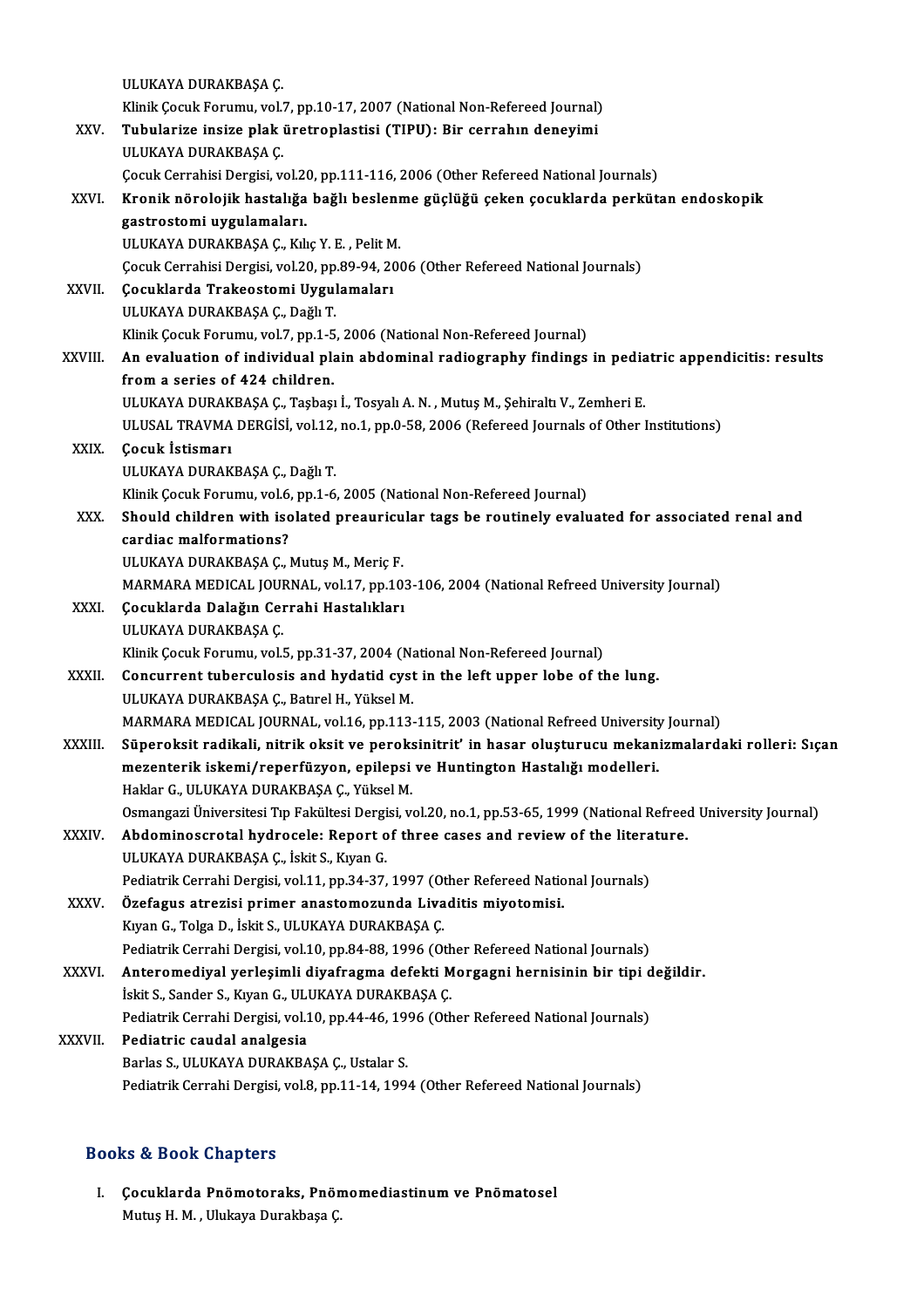ULUKAYA DURAKBAŞA Ç.
Klinik Çocuk Forumu, vol.7, pp.10-17, 2007 (National Non-Refereed Journal)

XXV. **Tubularize insize plak üretroplastisi (TIPU): Bir cerrahın deneyimi**
ULUKAYA DURAKBAŞA Ç.
Çocuk Cerrahisi Dergisi, vol.20, pp.111-116, 2006 (Other Refereed National Journals)

XXVI. **Kronik nörolojik hastalığa bağlı beslenme güçlüğü çeken çocuklarda perkütan endoskopik gastrostomi uygulamaları.**
ULUKAYA DURAKBAŞA Ç., Kılıç Y. E. , Pelit M.
Çocuk Cerrahisi Dergisi, vol.20, pp.89-94, 2006 (Other Refereed National Journals)

XXVII. **Çocuklarda Trakeostomi Uygulamaları**
ULUKAYA DURAKBAŞA Ç., Dağlı T.
Klinik Çocuk Forumu, vol.7, pp.1-5, 2006 (National Non-Refereed Journal)

XXVIII. **An evaluation of individual plain abdominal radiography findings in pediatric appendicitis: results from a series of 424 children.**
ULUKAYA DURAKBAŞA Ç., Taşbaşı İ., Tosyalı A. N. , Mutuş M., Şehiraltı V., Zemheri E.
ULUSAL TRAVMA DERGİSİ, vol.12, no.1, pp.0-58, 2006 (Refereed Journals of Other Institutions)

XXIX. **Çocuk İstismarı**
ULUKAYA DURAKBAŞA Ç., Dağlı T.
Klinik Çocuk Forumu, vol.6, pp.1-6, 2005 (National Non-Refereed Journal)

XXX. **Should children with isolated preauricular tags be routinely evaluated for associated renal and cardiac malformations?**
ULUKAYA DURAKBAŞA Ç., Mutuş M., Meriç F.
MARMARA MEDICAL JOURNAL, vol.17, pp.103-106, 2004 (National Refreed University Journal)

XXXI. **Çocuklarda Dalağın Cerrahi Hastalıkları**
ULUKAYA DURAKBAŞA Ç.
Klinik Çocuk Forumu, vol.5, pp.31-37, 2004 (National Non-Refereed Journal)

XXXII. **Concurrent tuberculosis and hydatid cyst in the left upper lobe of the lung.**
ULUKAYA DURAKBAŞA Ç., Batırel H., Yüksel M.
MARMARA MEDICAL JOURNAL, vol.16, pp.113-115, 2003 (National Refreed University Journal)

XXXIII. **Süperoksit radikali, nitrik oksit ve peroksinitrit' in hasar oluşturucu mekanizmalardaki rolleri: Sıçan mezenterik iskemi/reperfüzyon, epilepsi ve Huntington Hastalığı modelleri.**
Haklar G., ULUKAYA DURAKBAŞA Ç., Yüksel M.
Osmangazi Üniversitesi Tıp Fakültesi Dergisi, vol.20, no.1, pp.53-65, 1999 (National Refreed University Journal)

XXXIV. **Abdominoscrotal hydrocele: Report of three cases and review of the literature.**
ULUKAYA DURAKBAŞA Ç., İskit S., Kıyan G.
Pediatrik Cerrahi Dergisi, vol.11, pp.34-37, 1997 (Other Refereed National Journals)

XXXV. **Özefagus atrezisi primer anastomozunda Livaditis miyotomisi.**
Kıyan G., Tolga D., İskit S., ULUKAYA DURAKBAŞA Ç.
Pediatrik Cerrahi Dergisi, vol.10, pp.84-88, 1996 (Other Refereed National Journals)

XXXVI. **Anteromediyal yerleşimli diyafragma defekti Morgagni hernisinin bir tipi değildir.**
İskit S., Sander S., Kıyan G., ULUKAYA DURAKBAŞA Ç.
Pediatrik Cerrahi Dergisi, vol.10, pp.44-46, 1996 (Other Refereed National Journals)

XXXVII. **Pediatric caudal analgesia**
Barlas S., ULUKAYA DURAKBAŞA Ç., Ustalar S.
Pediatrik Cerrahi Dergisi, vol.8, pp.11-14, 1994 (Other Refereed National Journals)

## Books & Book Chapters

I. **Çocuklarda Pnömotoraks, Pnömomediastinum ve Pnömatosel**
Mutuş H. M. , Ulukaya Durakbaşa Ç.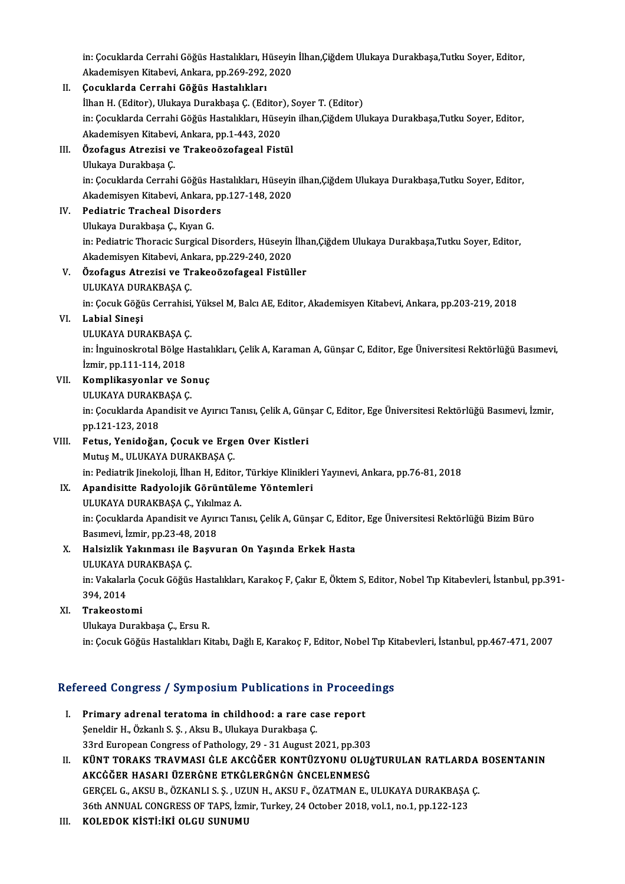in: Çocuklarda Cerrahi Göğüs Hastalıkları, Hüseyin İlhan,Çiğdem Ulukaya Durakbaşa,Tutku Soyer, Editor, Akademisyen Kitabevi, Ankara, pp.269-292, 2020

II. **Çocuklarda Cerrahi Göğüs Hastalıkları**
İlhan H. (Editor), Ulukaya Durakbaşa Ç. (Editor), Soyer T. (Editor)
in: Çocuklarda Cerrahi Göğüs Hastalıkları, Hüseyin ilhan,Çiğdem Ulukaya Durakbaşa,Tutku Soyer, Editor, Akademisyen Kitabevi, Ankara, pp.1-443, 2020

III. **Özofagus Atrezisi ve Trakeoözofageal Fistül**
Ulukaya Durakbaşa Ç.
in: Çocuklarda Cerrahi Göğüs Hastalıkları, Hüseyin ilhan,Çiğdem Ulukaya Durakbaşa,Tutku Soyer, Editor, Akademisyen Kitabevi, Ankara, pp.127-148, 2020

IV. **Pediatric Tracheal Disorders**
Ulukaya Durakbaşa Ç., Kıyan G.
in: Pediatric Thoracic Surgical Disorders, Hüseyin İlhan,Çiğdem Ulukaya Durakbaşa,Tutku Soyer, Editor, Akademisyen Kitabevi, Ankara, pp.229-240, 2020

V. **Özofagus Atrezisi ve Trakeoözofageal Fistüller**
ULUKAYA DURAKBAŞA Ç.
in: Çocuk Göğüs Cerrahisi, Yüksel M, Balcı AE, Editor, Akademisyen Kitabevi, Ankara, pp.203-219, 2018

VI. **Labial Sineşi**
ULUKAYA DURAKBAŞA Ç.
in: İnguinoskrotal Bölge Hastalıkları, Çelik A, Karaman A, Günşar C, Editor, Ege Üniversitesi Rektörlüğü Basımevi, İzmir, pp.111-114, 2018

VII. **Komplikasyonlar ve Sonuç**
ULUKAYA DURAKBAŞA Ç.
in: Çocuklarda Apandisit ve Ayırıcı Tanısı, Çelik A, Günşar C, Editor, Ege Üniversitesi Rektörlüğü Basımevi, İzmir, pp.121-123, 2018

VIII. **Fetus, Yenidoğan, Çocuk ve Ergen Over Kistleri**
Mutuş M., ULUKAYA DURAKBAŞA Ç.
in: Pediatrik Jinekoloji, İlhan H, Editor, Türkiye Klinikleri Yayınevi, Ankara, pp.76-81, 2018

IX. **Apandisitte Radyolojik Görüntüleme Yöntemleri**
ULUKAYA DURAKBAŞA Ç., Yıkılmaz A.
in: Çocuklarda Apandisit ve Ayırıcı Tanısı, Çelik A, Günşar C, Editor, Ege Üniversitesi Rektörlüğü Bizim Büro Basımevi, İzmir, pp.23-48, 2018

X. **Halsizlik Yakınması ile Başvuran On Yaşında Erkek Hasta**
ULUKAYA DURAKBAŞA Ç.
in: Vakalarla Çocuk Göğüs Hastalıkları, Karakoç F, Çakır E, Öktem S, Editor, Nobel Tıp Kitabevleri, İstanbul, pp.391-394, 2014

XI. **Trakeostomi**
Ulukaya Durakbaşa Ç., Ersu R.
in: Çocuk Göğüs Hastalıkları Kitabı, Dağlı E, Karakoç F, Editor, Nobel Tıp Kitabevleri, İstanbul, pp.467-471, 2007

## Refereed Congress / Symposium Publications in Proceedings

I. **Primary adrenal teratoma in childhood: a rare case report**
Şeneldir H., Özkanlı S. Ş. , Aksu B., Ulukaya Durakbaşa Ç.
33rd European Congress of Pathology, 29 - 31 August 2021, pp.303

II. **KÜNT TORAKS TRAVMASI ĠLE AKCĠĞER KONTÜZYONU OLUġTURULAN RATLARDA BOSENTANIN AKCĠĞER HASARI ÜZERĠNE ETKĠLERĠNĠN ĠNCELENMESĠ**
GERÇEL G., AKSU B., ÖZKANLI S. Ş. , UZUN H., AKSU F., ÖZATMAN E., ULUKAYA DURAKBAŞA Ç.
36th ANNUAL CONGRESS OF TAPS, İzmir, Turkey, 24 October 2018, vol.1, no.1, pp.122-123

III. **KOLEDOK KİSTİ:İKİ OLGU SUNUMU**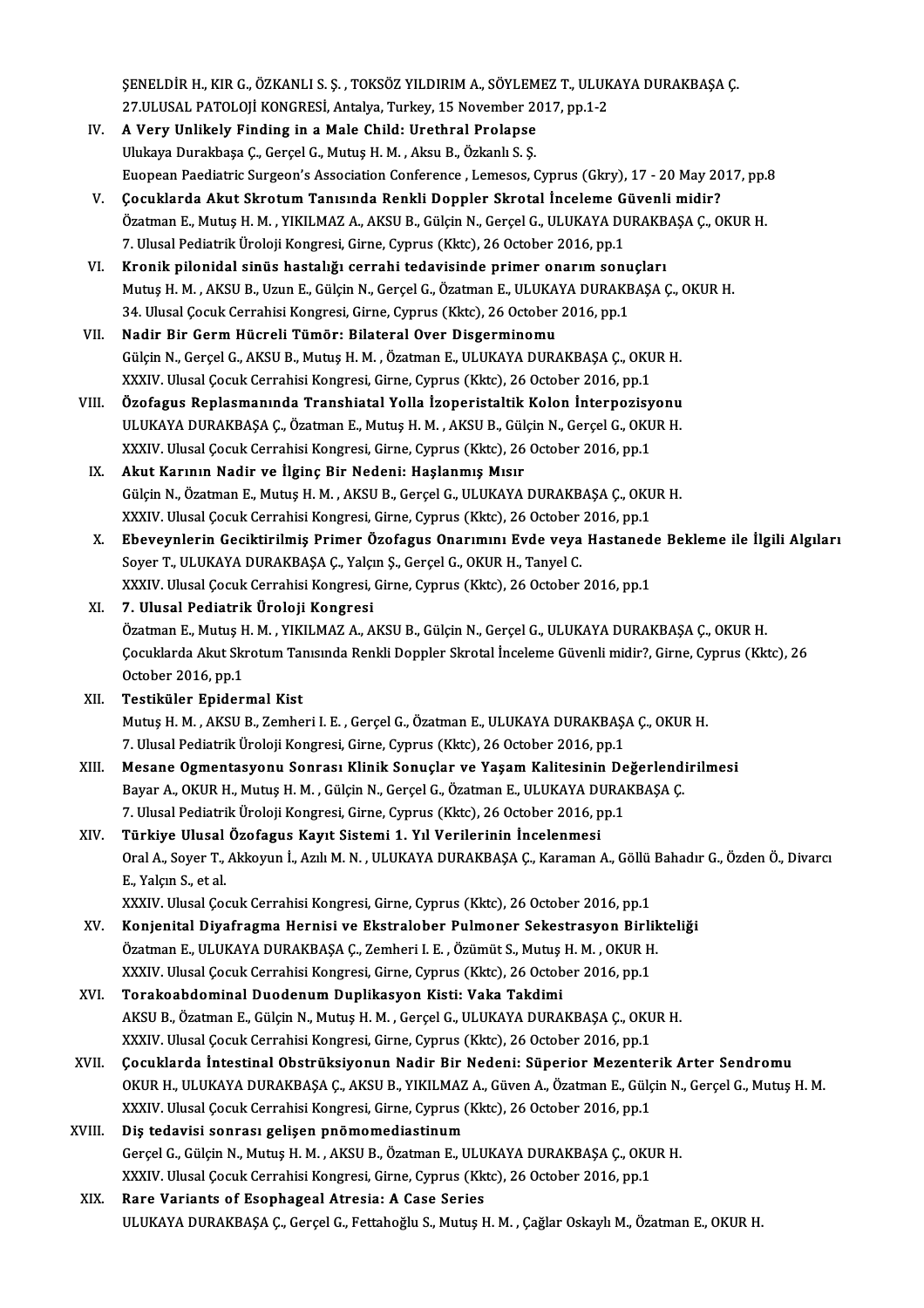ŞENELDİR H., KIR G., ÖZKANLI S. Ş. , TOKSÖZ YILDIRIM A., SÖYLEMEZ T., ULUKAYA DURAKBAŞA Ç.
27.ULUSAL PATOLOJİ KONGRESİ, Antalya, Turkey, 15 November 2017, pp.1-2

IV. **A Very Unlikely Finding in a Male Child: Urethral Prolapse**
Ulukaya Durakbaşa Ç., Gerçel G., Mutuş H. M. , Aksu B., Özkanlı S. Ş.
Euopean Paediatric Surgeon's Association Conference , Lemesos, Cyprus (Gkry), 17 - 20 May 2017, pp.8

V. **Çocuklarda Akut Skrotum Tanısında Renkli Doppler Skrotal İnceleme Güvenli midir?**
Özatman E., Mutuş H. M. , YIKILMAZ A., AKSU B., Gülçin N., Gerçel G., ULUKAYA DURAKBAŞA Ç., OKUR H.
7. Ulusal Pediatrik Üroloji Kongresi, Girne, Cyprus (Kktc), 26 October 2016, pp.1

VI. **Kronik pilonidal sinüs hastalığı cerrahi tedavisinde primer onarım sonuçları**
Mutuş H. M. , AKSU B., Uzun E., Gülçin N., Gerçel G., Özatman E., ULUKAYA DURAKBAŞA Ç., OKUR H.
34. Ulusal Çocuk Cerrahisi Kongresi, Girne, Cyprus (Kktc), 26 October 2016, pp.1

VII. **Nadir Bir Germ Hücreli Tümör: Bilateral Over Disgerminomu**
Gülçin N., Gerçel G., AKSU B., Mutuş H. M. , Özatman E., ULUKAYA DURAKBAŞA Ç., OKUR H.
XXXIV. Ulusal Çocuk Cerrahisi Kongresi, Girne, Cyprus (Kktc), 26 October 2016, pp.1

VIII. **Özofagus Replasmanında Transhiatal Yolla İzoperistaltik Kolon İnterpozisyonu**
ULUKAYA DURAKBAŞA Ç., Özatman E., Mutuş H. M. , AKSU B., Gülçin N., Gerçel G., OKUR H.
XXXIV. Ulusal Çocuk Cerrahisi Kongresi, Girne, Cyprus (Kktc), 26 October 2016, pp.1

IX. **Akut Karının Nadir ve İlginç Bir Nedeni: Haşlanmış Mısır**
Gülçin N., Özatman E., Mutuş H. M. , AKSU B., Gerçel G., ULUKAYA DURAKBAŞA Ç., OKUR H.
XXXIV. Ulusal Çocuk Cerrahisi Kongresi, Girne, Cyprus (Kktc), 26 October 2016, pp.1

X. **Ebeveynlerin Geciktirilmiş Primer Özofagus Onarımını Evde veya Hastanede Bekleme ile İlgili Algıları**
Soyer T., ULUKAYA DURAKBAŞA Ç., Yalçın Ş., Gerçel G., OKUR H., Tanyel C.
XXXIV. Ulusal Çocuk Cerrahisi Kongresi, Girne, Cyprus (Kktc), 26 October 2016, pp.1

XI. **7. Ulusal Pediatrik Üroloji Kongresi**
Özatman E., Mutuş H. M. , YIKILMAZ A., AKSU B., Gülçin N., Gerçel G., ULUKAYA DURAKBAŞA Ç., OKUR H.
Çocuklarda Akut Skrotum Tanısında Renkli Doppler Skrotal İnceleme Güvenli midir?, Girne, Cyprus (Kktc), 26 October 2016, pp.1

XII. **Testiküler Epidermal Kist**
Mutuş H. M. , AKSU B., Zemheri I. E. , Gerçel G., Özatman E., ULUKAYA DURAKBAŞA Ç., OKUR H.
7. Ulusal Pediatrik Üroloji Kongresi, Girne, Cyprus (Kktc), 26 October 2016, pp.1

XIII. **Mesane Ogmentasyonu Sonrası Klinik Sonuçlar ve Yaşam Kalitesinin Değerlendirilmesi**
Bayar A., OKUR H., Mutuş H. M. , Gülçin N., Gerçel G., Özatman E., ULUKAYA DURAKBAŞA Ç.
7. Ulusal Pediatrik Üroloji Kongresi, Girne, Cyprus (Kktc), 26 October 2016, pp.1

XIV. **Türkiye Ulusal Özofagus Kayıt Sistemi 1. Yıl Verilerinin İncelenmesi**
Oral A., Soyer T., Akkoyun İ., Azılı M. N. , ULUKAYA DURAKBAŞA Ç., Karaman A., Göllü Bahadır G., Özden Ö., Divarcı E., Yalçın S., et al.
XXXIV. Ulusal Çocuk Cerrahisi Kongresi, Girne, Cyprus (Kktc), 26 October 2016, pp.1

XV. **Konjenital Diyafragma Hernisi ve Ekstralober Pulmoner Sekestrasyon Birlikteliği**
Özatman E., ULUKAYA DURAKBAŞA Ç., Zemheri I. E. , Özümüt S., Mutuş H. M. , OKUR H.
XXXIV. Ulusal Çocuk Cerrahisi Kongresi, Girne, Cyprus (Kktc), 26 October 2016, pp.1

XVI. **Torakoabdominal Duodenum Duplikasyon Kisti: Vaka Takdimi**
AKSU B., Özatman E., Gülçin N., Mutuş H. M. , Gerçel G., ULUKAYA DURAKBAŞA Ç., OKUR H.
XXXIV. Ulusal Çocuk Cerrahisi Kongresi, Girne, Cyprus (Kktc), 26 October 2016, pp.1

XVII. **Çocuklarda İntestinal Obstrüksiyonun Nadir Bir Nedeni: Süperior Mezenterik Arter Sendromu**
OKUR H., ULUKAYA DURAKBAŞA Ç., AKSU B., YIKILMAZ A., Güven A., Özatman E., Gülçin N., Gerçel G., Mutuş H. M.
XXXIV. Ulusal Çocuk Cerrahisi Kongresi, Girne, Cyprus (Kktc), 26 October 2016, pp.1

XVIII. **Diş tedavisi sonrası gelişen pnömomediastinum**
Gerçel G., Gülçin N., Mutuş H. M. , AKSU B., Özatman E., ULUKAYA DURAKBAŞA Ç., OKUR H.
XXXIV. Ulusal Çocuk Cerrahisi Kongresi, Girne, Cyprus (Kktc), 26 October 2016, pp.1

XIX. **Rare Variants of Esophageal Atresia: A Case Series**
ULUKAYA DURAKBAŞA Ç., Gerçel G., Fettahoğlu S., Mutuş H. M. , Çağlar Oskaylı M., Özatman E., OKUR H.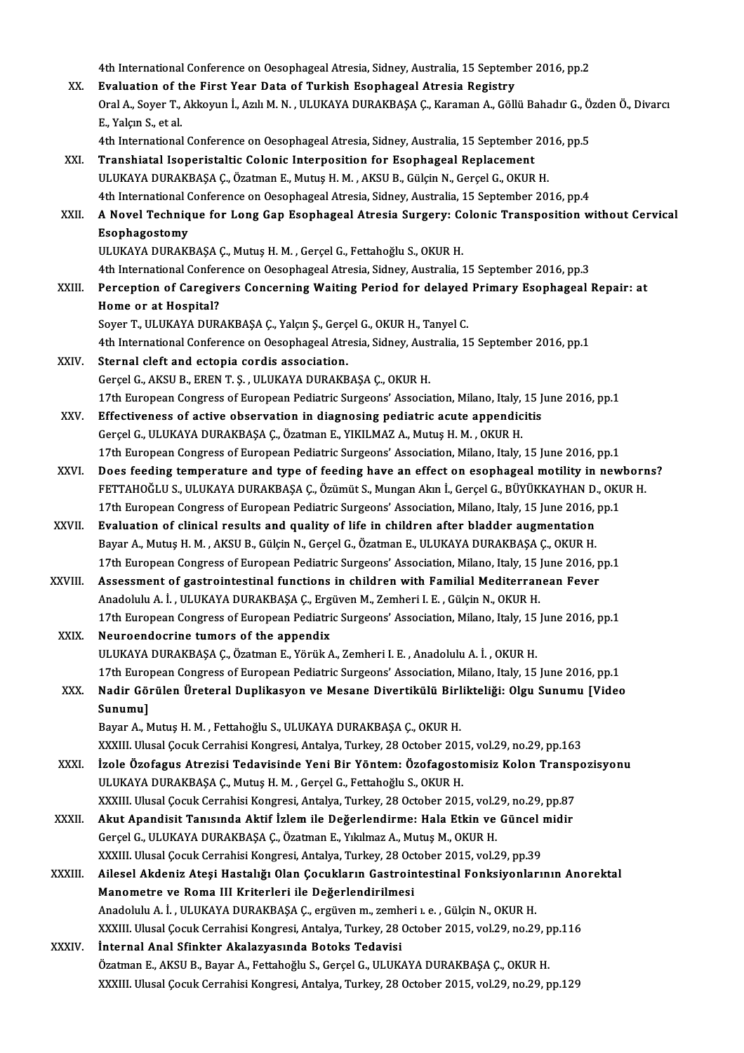4th International Conference on Oesophageal Atresia, Sidney, Australia, 15 September 2016, pp.2

XX. **Evaluation of the First Year Data of Turkish Esophageal Atresia Registry**
Oral A., Soyer T., Akkoyun İ., Azılı M. N. , ULUKAYA DURAKBAŞA Ç., Karaman A., Göllü Bahadır G., Özden Ö., Divarcı E., Yalçın S., et al.
4th International Conference on Oesophageal Atresia, Sidney, Australia, 15 September 2016, pp.5

XXI. **Transhiatal Isoperistaltic Colonic Interposition for Esophageal Replacement**
ULUKAYA DURAKBAŞA Ç., Özatman E., Mutuş H. M. , AKSU B., Gülçin N., Gerçel G., OKUR H.
4th International Conference on Oesophageal Atresia, Sidney, Australia, 15 September 2016, pp.4

XXII. **A Novel Technique for Long Gap Esophageal Atresia Surgery: Colonic Transposition without Cervical Esophagostomy**
ULUKAYA DURAKBAŞA Ç., Mutuş H. M. , Gerçel G., Fettahoğlu S., OKUR H.
4th International Conference on Oesophageal Atresia, Sidney, Australia, 15 September 2016, pp.3

XXIII. **Perception of Caregivers Concerning Waiting Period for delayed Primary Esophageal Repair: at Home or at Hospital?**
Soyer T., ULUKAYA DURAKBAŞA Ç., Yalçın Ş., Gerçel G., OKUR H., Tanyel C.
4th International Conference on Oesophageal Atresia, Sidney, Australia, 15 September 2016, pp.1

XXIV. **Sternal cleft and ectopia cordis association.**
Gerçel G., AKSU B., EREN T. Ş. , ULUKAYA DURAKBAŞA Ç., OKUR H.
17th European Congress of European Pediatric Surgeons' Association, Milano, Italy, 15 June 2016, pp.1

XXV. **Effectiveness of active observation in diagnosing pediatric acute appendicitis**
Gerçel G., ULUKAYA DURAKBAŞA Ç., Özatman E., YIKILMAZ A., Mutuş H. M. , OKUR H.
17th European Congress of European Pediatric Surgeons' Association, Milano, Italy, 15 June 2016, pp.1

XXVI. **Does feeding temperature and type of feeding have an effect on esophageal motility in newborns?**
FETTAHOĞLU S., ULUKAYA DURAKBAŞA Ç., Özümüt S., Mungan Akın İ., Gerçel G., BÜYÜKKAYHAN D., OKUR H.
17th European Congress of European Pediatric Surgeons' Association, Milano, Italy, 15 June 2016, pp.1

XXVII. **Evaluation of clinical results and quality of life in children after bladder augmentation**
Bayar A., Mutuş H. M. , AKSU B., Gülçin N., Gerçel G., Özatman E., ULUKAYA DURAKBAŞA Ç., OKUR H.
17th European Congress of European Pediatric Surgeons' Association, Milano, Italy, 15 June 2016, pp.1

XXVIII. **Assessment of gastrointestinal functions in children with Familial Mediterranean Fever**
Anadolulu A. İ. , ULUKAYA DURAKBAŞA Ç., Ergüven M., Zemheri I. E. , Gülçin N., OKUR H.
17th European Congress of European Pediatric Surgeons' Association, Milano, Italy, 15 June 2016, pp.1

XXIX. **Neuroendocrine tumors of the appendix**
ULUKAYA DURAKBAŞA Ç., Özatman E., Yörük A., Zemheri I. E. , Anadolulu A. İ. , OKUR H.
17th European Congress of European Pediatric Surgeons' Association, Milano, Italy, 15 June 2016, pp.1

XXX. **Nadir Görülen Üreteral Duplikasyon ve Mesane Divertikülü Birlikteliği: Olgu Sunumu [Video Sunumu]**
Bayar A., Mutuş H. M. , Fettahoğlu S., ULUKAYA DURAKBAŞA Ç., OKUR H.
XXXIII. Ulusal Çocuk Cerrahisi Kongresi, Antalya, Turkey, 28 October 2015, vol.29, no.29, pp.163

XXXI. **İzole Özofagus Atrezisi Tedavisinde Yeni Bir Yöntem: Özofagostomisiz Kolon Transpozisyonu**
ULUKAYA DURAKBAŞA Ç., Mutuş H. M. , Gerçel G., Fettahoğlu S., OKUR H.
XXXIII. Ulusal Çocuk Cerrahisi Kongresi, Antalya, Turkey, 28 October 2015, vol.29, no.29, pp.87

XXXII. **Akut Apandisit Tanısında Aktif İzlem ile Değerlendirme: Hala Etkin ve Güncel midir**
Gerçel G., ULUKAYA DURAKBAŞA Ç., Özatman E., Yıkılmaz A., Mutuş M., OKUR H.
XXXIII. Ulusal Çocuk Cerrahisi Kongresi, Antalya, Turkey, 28 October 2015, vol.29, pp.39

XXXIII. **Ailesel Akdeniz Ateşi Hastalığı Olan Çocukların Gastrointestinal Fonksiyonlarının Anorektal Manometre ve Roma III Kriterleri ile Değerlendirilmesi**
Anadolulu A. İ. , ULUKAYA DURAKBAŞA Ç., ergüven m., zemheri ı. e. , Gülçin N., OKUR H.
XXXIII. Ulusal Çocuk Cerrahisi Kongresi, Antalya, Turkey, 28 October 2015, vol.29, no.29, pp.116

XXXIV. **İnternal Anal Sfinkter Akalazyasında Botoks Tedavisi**
Özatman E., AKSU B., Bayar A., Fettahoğlu S., Gerçel G., ULUKAYA DURAKBAŞA Ç., OKUR H.
XXXIII. Ulusal Çocuk Cerrahisi Kongresi, Antalya, Turkey, 28 October 2015, vol.29, no.29, pp.129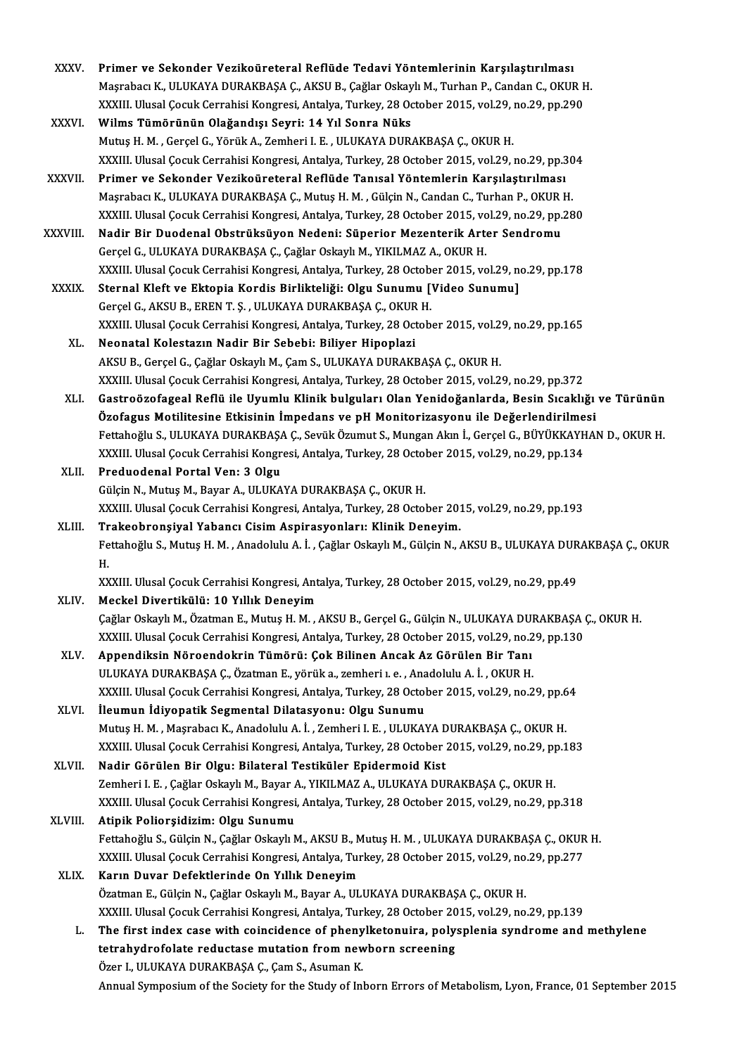XXXV. **Primer ve Sekonder Vezikoüreteral Reflüde Tedavi Yöntemlerinin Karşılaştırılması**
Maşrabacı K., ULUKAYA DURAKBAŞA Ç., AKSU B., Çağlar Oskaylı M., Turhan P., Candan C., OKUR H.
XXXIII. Ulusal Çocuk Cerrahisi Kongresi, Antalya, Turkey, 28 October 2015, vol.29, no.29, pp.290

XXXVI. **Wilms Tümörünün Olağandışı Seyri: 14 Yıl Sonra Nüks**
Mutuş H. M. , Gerçel G., Yörük A., Zemheri I. E. , ULUKAYA DURAKBAŞA Ç., OKUR H.
XXXIII. Ulusal Çocuk Cerrahisi Kongresi, Antalya, Turkey, 28 October 2015, vol.29, no.29, pp.304

XXXVII. **Primer ve Sekonder Vezikoüreteral Reflüde Tanısal Yöntemlerin Karşılaştırılması**
Maşrabacı K., ULUKAYA DURAKBAŞA Ç., Mutuş H. M. , Gülçin N., Candan C., Turhan P., OKUR H.
XXXIII. Ulusal Çocuk Cerrahisi Kongresi, Antalya, Turkey, 28 October 2015, vol.29, no.29, pp.280

XXXVIII. **Nadir Bir Duodenal Obstrüksüyon Nedeni: Süperior Mezenterik Arter Sendromu**
Gerçel G., ULUKAYA DURAKBAŞA Ç., Çağlar Oskaylı M., YIKILMAZ A., OKUR H.
XXXIII. Ulusal Çocuk Cerrahisi Kongresi, Antalya, Turkey, 28 October 2015, vol.29, no.29, pp.178

XXXIX. **Sternal Kleft ve Ektopia Kordis Birlikteliği: Olgu Sunumu [Video Sunumu]**
Gerçel G., AKSU B., EREN T. Ş. , ULUKAYA DURAKBAŞA Ç., OKUR H.
XXXIII. Ulusal Çocuk Cerrahisi Kongresi, Antalya, Turkey, 28 October 2015, vol.29, no.29, pp.165

XL. **Neonatal Kolestazın Nadir Bir Sebebi: Biliyer Hipoplazi**
AKSU B., Gerçel G., Çağlar Oskaylı M., Çam S., ULUKAYA DURAKBAŞA Ç., OKUR H.
XXXIII. Ulusal Çocuk Cerrahisi Kongresi, Antalya, Turkey, 28 October 2015, vol.29, no.29, pp.372

XLI. **Gastroözofageal Reflü ile Uyumlu Klinik bulguları Olan Yenidoğanlarda, Besin Sıcaklığı ve Türünün Özofagus Motilitesine Etkisinin İmpedans ve pH Monitorizasyonu ile Değerlendirilmesi**
Fettahoğlu S., ULUKAYA DURAKBAŞA Ç., Sevük Özumut S., Mungan Akın İ., Gerçel G., BÜYÜKKAYHAN D., OKUR H.
XXXIII. Ulusal Çocuk Cerrahisi Kongresi, Antalya, Turkey, 28 October 2015, vol.29, no.29, pp.134

XLII. **Preduodenal Portal Ven: 3 Olgu**
Gülçin N., Mutuş M., Bayar A., ULUKAYA DURAKBAŞA Ç., OKUR H.
XXXIII. Ulusal Çocuk Cerrahisi Kongresi, Antalya, Turkey, 28 October 2015, vol.29, no.29, pp.193

XLIII. **Trakeobronşiyal Yabancı Cisim Aspirasyonları: Klinik Deneyim.**
Fettahoğlu S., Mutuş H. M. , Anadolulu A. İ. , Çağlar Oskaylı M., Gülçin N., AKSU B., ULUKAYA DURAKBAŞA Ç., OKUR H.
XXXIII. Ulusal Çocuk Cerrahisi Kongresi, Antalya, Turkey, 28 October 2015, vol.29, no.29, pp.49

XLIV. **Meckel Divertikülü: 10 Yıllık Deneyim**
Çağlar Oskaylı M., Özatman E., Mutuş H. M. , AKSU B., Gerçel G., Gülçin N., ULUKAYA DURAKBAŞA Ç., OKUR H.
XXXIII. Ulusal Çocuk Cerrahisi Kongresi, Antalya, Turkey, 28 October 2015, vol.29, no.29, pp.130

XLV. **Appendiksin Nöroendokrin Tümörü: Çok Bilinen Ancak Az Görülen Bir Tanı**
ULUKAYA DURAKBAŞA Ç., Özatman E., yörük a., zemheri ı. e. , Anadolulu A. İ. , OKUR H.
XXXIII. Ulusal Çocuk Cerrahisi Kongresi, Antalya, Turkey, 28 October 2015, vol.29, no.29, pp.64

XLVI. **İleumun İdiyopatik Segmental Dilatasyonu: Olgu Sunumu**
Mutuş H. M. , Maşrabacı K., Anadolulu A. İ. , Zemheri I. E. , ULUKAYA DURAKBAŞA Ç., OKUR H.
XXXIII. Ulusal Çocuk Cerrahisi Kongresi, Antalya, Turkey, 28 October 2015, vol.29, no.29, pp.183

XLVII. **Nadir Görülen Bir Olgu: Bilateral Testiküler Epidermoid Kist**
Zemheri I. E. , Çağlar Oskaylı M., Bayar A., YIKILMAZ A., ULUKAYA DURAKBAŞA Ç., OKUR H.
XXXIII. Ulusal Çocuk Cerrahisi Kongresi, Antalya, Turkey, 28 October 2015, vol.29, no.29, pp.318

XLVIII. **Atipik Poliorşidizim: Olgu Sunumu**
Fettahoğlu S., Gülçin N., Çağlar Oskaylı M., AKSU B., Mutuş H. M. , ULUKAYA DURAKBAŞA Ç., OKUR H.
XXXIII. Ulusal Çocuk Cerrahisi Kongresi, Antalya, Turkey, 28 October 2015, vol.29, no.29, pp.277

XLIX. **Karın Duvar Defektlerinde On Yıllık Deneyim**
Özatman E., Gülçin N., Çağlar Oskaylı M., Bayar A., ULUKAYA DURAKBAŞA Ç., OKUR H.
XXXIII. Ulusal Çocuk Cerrahisi Kongresi, Antalya, Turkey, 28 October 2015, vol.29, no.29, pp.139

L. **The first index case with coincidence of phenylketonuira, polysplenia syndrome and methylene tetrahydrofolate reductase mutation from newborn screening**
Özer I., ULUKAYA DURAKBAŞA Ç., Çam S., Asuman K.
Annual Symposium of the Society for the Study of Inborn Errors of Metabolism, Lyon, France, 01 September 2015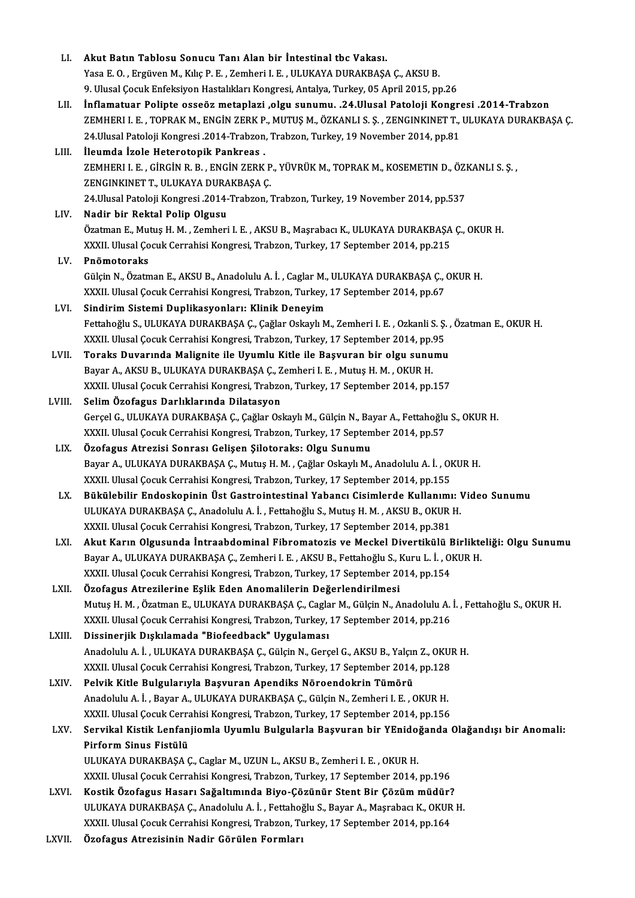LI. **Akut Batın Tablosu Sonucu Tanı Alan bir İntestinal tbc Vakası.**
Yasa E. O. , Ergüven M., Kılıç P. E. , Zemheri I. E. , ULUKAYA DURAKBAŞA Ç., AKSU B.
9. Ulusal Çocuk Enfeksiyon Hastalıkları Kongresi, Antalya, Turkey, 05 April 2015, pp.26

LII. **İnflamatuar Polipte osseöz metaplazi ,olgu sunumu. .24.Ulusal Patoloji Kongresi .2014-Trabzon**
ZEMHERI I. E. , TOPRAK M., ENGİN ZERK P., MUTUŞ M., ÖZKANLI S. Ş. , ZENGINKINET T., ULUKAYA DURAKBAŞA Ç.
24.Ulusal Patoloji Kongresi .2014-Trabzon, Trabzon, Turkey, 19 November 2014, pp.81

LIII. **İleumda İzole Heterotopik Pankreas .**
ZEMHERI I. E. , GİRGİN R. B. , ENGİN ZERK P., YÜVRÜK M., TOPRAK M., KOSEMETIN D., ÖZKANLI S. Ş. , ZENGINKINET T., ULUKAYA DURAKBAŞA Ç.
24.Ulusal Patoloji Kongresi .2014-Trabzon, Trabzon, Turkey, 19 November 2014, pp.537

LIV. **Nadir bir Rektal Polip Olgusu**
Özatman E., Mutuş H. M. , Zemheri I. E. , AKSU B., Maşrabacı K., ULUKAYA DURAKBAŞA Ç., OKUR H.
XXXII. Ulusal Çocuk Cerrahisi Kongresi, Trabzon, Turkey, 17 September 2014, pp.215

LV. **Pnömotoraks**
Gülçin N., Özatman E., AKSU B., Anadolulu A. İ. , Caglar M., ULUKAYA DURAKBAŞA Ç., OKUR H.
XXXII. Ulusal Çocuk Cerrahisi Kongresi, Trabzon, Turkey, 17 September 2014, pp.67

LVI. **Sindirim Sistemi Duplikasyonları: Klinik Deneyim**
Fettahoğlu S., ULUKAYA DURAKBAŞA Ç., Çağlar Oskaylı M., Zemheri I. E. , Ozkanli S. Ş. , Özatman E., OKUR H.
XXXII. Ulusal Çocuk Cerrahisi Kongresi, Trabzon, Turkey, 17 September 2014, pp.95

LVII. **Toraks Duvarında Malignite ile Uyumlu Kitle ile Başvuran bir olgu sunumu**
Bayar A., AKSU B., ULUKAYA DURAKBAŞA Ç., Zemheri I. E. , Mutuş H. M. , OKUR H.
XXXII. Ulusal Çocuk Cerrahisi Kongresi, Trabzon, Turkey, 17 September 2014, pp.157

LVIII. **Selim Özofagus Darlıklarında Dilatasyon**
Gerçel G., ULUKAYA DURAKBAŞA Ç., Çağlar Oskaylı M., Gülçin N., Bayar A., Fettahoğlu S., OKUR H.
XXXII. Ulusal Çocuk Cerrahisi Kongresi, Trabzon, Turkey, 17 September 2014, pp.57

LIX. **Özofagus Atrezisi Sonrası Gelişen Şilotoraks: Olgu Sunumu**
Bayar A., ULUKAYA DURAKBAŞA Ç., Mutuş H. M. , Çağlar Oskaylı M., Anadolulu A. İ. , OKUR H.
XXXII. Ulusal Çocuk Cerrahisi Kongresi, Trabzon, Turkey, 17 September 2014, pp.155

LX. **Bükülebilir Endoskopinin Üst Gastrointestinal Yabancı Cisimlerde Kullanımı: Video Sunumu**
ULUKAYA DURAKBAŞA Ç., Anadolulu A. İ. , Fettahoğlu S., Mutuş H. M. , AKSU B., OKUR H.
XXXII. Ulusal Çocuk Cerrahisi Kongresi, Trabzon, Turkey, 17 September 2014, pp.381

LXI. **Akut Karın Olgusunda İntraabdominal Fibromatozis ve Meckel Divertikülü Birlikteliği: Olgu Sunumu**
Bayar A., ULUKAYA DURAKBAŞA Ç., Zemheri I. E. , AKSU B., Fettahoğlu S., Kuru L. İ. , OKUR H.
XXXII. Ulusal Çocuk Cerrahisi Kongresi, Trabzon, Turkey, 17 September 2014, pp.154

LXII. **Özofagus Atrezilerine Eşlik Eden Anomalilerin Değerlendirilmesi**
Mutuş H. M. , Özatman E., ULUKAYA DURAKBAŞA Ç., Caglar M., Gülçin N., Anadolulu A. İ. , Fettahoğlu S., OKUR H.
XXXII. Ulusal Çocuk Cerrahisi Kongresi, Trabzon, Turkey, 17 September 2014, pp.216

LXIII. **Dissinerjik Dışkılamada "Biofeedback" Uygulaması**
Anadolulu A. İ. , ULUKAYA DURAKBAŞA Ç., Gülçin N., Gerçel G., AKSU B., Yalçın Z., OKUR H.
XXXII. Ulusal Çocuk Cerrahisi Kongresi, Trabzon, Turkey, 17 September 2014, pp.128

LXIV. **Pelvik Kitle Bulgularıyla Başvuran Apendiks Nöroendokrin Tümörü**
Anadolulu A. İ. , Bayar A., ULUKAYA DURAKBAŞA Ç., Gülçin N., Zemheri I. E. , OKUR H.
XXXII. Ulusal Çocuk Cerrahisi Kongresi, Trabzon, Turkey, 17 September 2014, pp.156

LXV. **Servikal Kistik Lenfanjiomla Uyumlu Bulgularla Başvuran bir YEnidoğanda Olağandışı bir Anomali: Pirform Sinus Fistülü**
ULUKAYA DURAKBAŞA Ç., Caglar M., UZUN L., AKSU B., Zemheri I. E. , OKUR H.
XXXII. Ulusal Çocuk Cerrahisi Kongresi, Trabzon, Turkey, 17 September 2014, pp.196

LXVI. **Kostik Özofagus Hasarı Sağaltımında Biyo-Çözünür Stent Bir Çözüm müdür?**
ULUKAYA DURAKBAŞA Ç., Anadolulu A. İ. , Fettahoğlu S., Bayar A., Maşrabacı K., OKUR H.
XXXII. Ulusal Çocuk Cerrahisi Kongresi, Trabzon, Turkey, 17 September 2014, pp.164

LXVII. **Özofagus Atrezisinin Nadir Görülen Formları**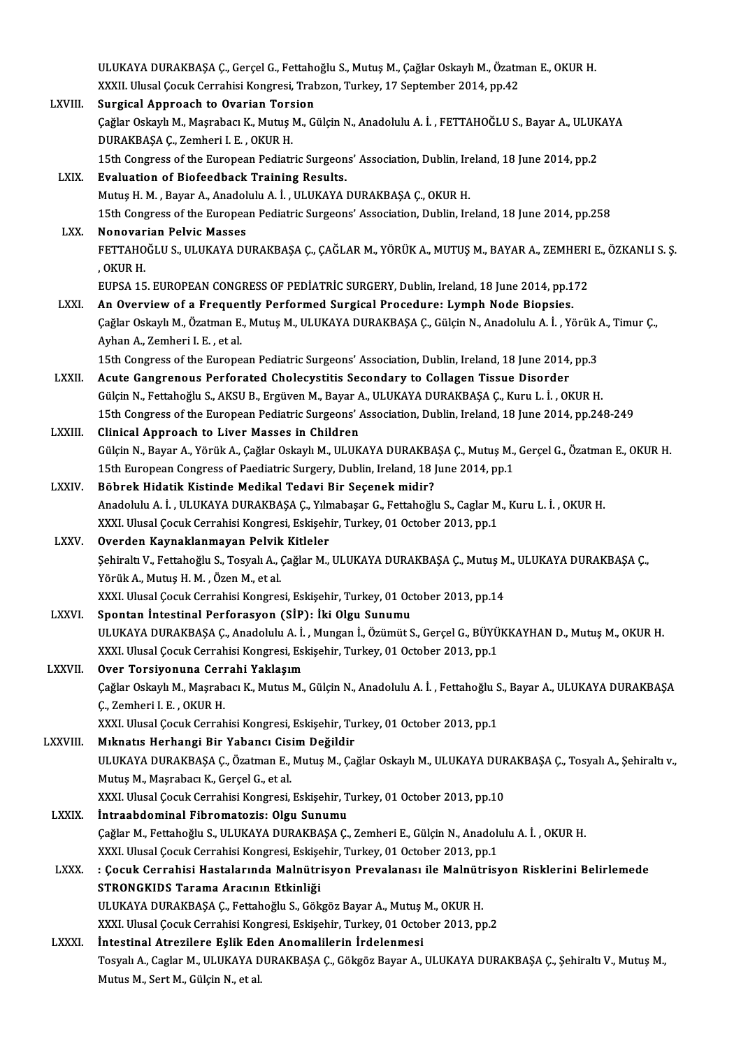ULUKAYA DURAKBAŞA Ç., Gerçel G., Fettahoğlu S., Mutuş M., Çağlar Oskaylı M., Özatman E., OKUR H.
XXXII. Ulusal Çocuk Cerrahisi Kongresi, Trabzon, Turkey, 17 September 2014, pp.42

LXVIII. **Surgical Approach to Ovarian Torsion**
Çağlar Oskaylı M., Maşrabacı K., Mutuş M., Gülçin N., Anadolulu A. İ. , FETTAHOĞLU S., Bayar A., ULUKAYA DURAKBAŞA Ç., Zemheri I. E. , OKUR H.
15th Congress of the European Pediatric Surgeons' Association, Dublin, Ireland, 18 June 2014, pp.2

LXIX. **Evaluation of Biofeedback Training Results.**
Mutuş H. M. , Bayar A., Anadolulu A. İ. , ULUKAYA DURAKBAŞA Ç., OKUR H.
15th Congress of the European Pediatric Surgeons' Association, Dublin, Ireland, 18 June 2014, pp.258

LXX. **Nonovarian Pelvic Masses**
FETTAHOĞLU S., ULUKAYA DURAKBAŞA Ç., ÇAĞLAR M., YÖRÜK A., MUTUŞ M., BAYAR A., ZEMHERI E., ÖZKANLI S. Ş. , OKUR H.
EUPSA 15. EUROPEAN CONGRESS OF PEDİATRİC SURGERY, Dublin, Ireland, 18 June 2014, pp.172

LXXI. **An Overview of a Frequently Performed Surgical Procedure: Lymph Node Biopsies.**
Çağlar Oskaylı M., Özatman E., Mutuş M., ULUKAYA DURAKBAŞA Ç., Gülçin N., Anadolulu A. İ. , Yörük A., Timur Ç., Ayhan A., Zemheri I. E. , et al.
15th Congress of the European Pediatric Surgeons' Association, Dublin, Ireland, 18 June 2014, pp.3

LXXII. **Acute Gangrenous Perforated Cholecystitis Secondary to Collagen Tissue Disorder**
Gülçin N., Fettahoğlu S., AKSU B., Ergüven M., Bayar A., ULUKAYA DURAKBAŞA Ç., Kuru L. İ. , OKUR H.
15th Congress of the European Pediatric Surgeons' Association, Dublin, Ireland, 18 June 2014, pp.248-249

LXXIII. **Clinical Approach to Liver Masses in Children**
Gülçin N., Bayar A., Yörük A., Çağlar Oskaylı M., ULUKAYA DURAKBAŞA Ç., Mutuş M., Gerçel G., Özatman E., OKUR H.
15th European Congress of Paediatric Surgery, Dublin, Ireland, 18 June 2014, pp.1

LXXIV. **Böbrek Hidatik Kistinde Medikal Tedavi Bir Seçenek midir?**
Anadolulu A. İ. , ULUKAYA DURAKBAŞA Ç., Yılmabaşar G., Fettahoğlu S., Caglar M., Kuru L. İ. , OKUR H.
XXXI. Ulusal Çocuk Cerrahisi Kongresi, Eskişehir, Turkey, 01 October 2013, pp.1

LXXV. **Overden Kaynaklanmayan Pelvik Kitleler**
Şehiraltı V., Fettahoğlu S., Tosyalı A., Çağlar M., ULUKAYA DURAKBAŞA Ç., Mutuş M., ULUKAYA DURAKBAŞA Ç., Yörük A., Mutuş H. M. , Özen M., et al.
XXXI. Ulusal Çocuk Cerrahisi Kongresi, Eskişehir, Turkey, 01 October 2013, pp.14

LXXVI. **Spontan İntestinal Perforasyon (SİP): İki Olgu Sunumu**
ULUKAYA DURAKBAŞA Ç., Anadolulu A. İ. , Mungan İ., Özümüt S., Gerçel G., BÜYÜKKAYHAN D., Mutuş M., OKUR H.
XXXI. Ulusal Çocuk Cerrahisi Kongresi, Eskişehir, Turkey, 01 October 2013, pp.1

LXXVII. **Over Torsiyonuna Cerrahi Yaklaşım**
Çağlar Oskaylı M., Maşrabacı K., Mutus M., Gülçin N., Anadolulu A. İ. , Fettahoğlu S., Bayar A., ULUKAYA DURAKBAŞA Ç., Zemheri I. E. , OKUR H.
XXXI. Ulusal Çocuk Cerrahisi Kongresi, Eskişehir, Turkey, 01 October 2013, pp.1

LXXVIII. **Mıknatıs Herhangi Bir Yabancı Cisim Değildir**
ULUKAYA DURAKBAŞA Ç., Özatman E., Mutuş M., Çağlar Oskaylı M., ULUKAYA DURAKBAŞA Ç., Tosyalı A., Şehiraltı v., Mutuş M., Maşrabacı K., Gerçel G., et al.
XXXI. Ulusal Çocuk Cerrahisi Kongresi, Eskişehir, Turkey, 01 October 2013, pp.10

LXXIX. **İntraabdominal Fibromatozis: Olgu Sunumu**
Çağlar M., Fettahoğlu S., ULUKAYA DURAKBAŞA Ç., Zemheri E., Gülçin N., Anadolulu A. İ. , OKUR H.
XXXI. Ulusal Çocuk Cerrahisi Kongresi, Eskişehir, Turkey, 01 October 2013, pp.1

LXXX. **: Çocuk Cerrahisi Hastalarında Malnütrisyon Prevalanası ile Malnütrisyon Risklerini Belirlemede STRONGKIDS Tarama Aracının Etkinliği**
ULUKAYA DURAKBAŞA Ç., Fettahoğlu S., Gökgöz Bayar A., Mutuş M., OKUR H.
XXXI. Ulusal Çocuk Cerrahisi Kongresi, Eskişehir, Turkey, 01 October 2013, pp.2

LXXXI. **İntestinal Atrezilere Eşlik Eden Anomalilerin İrdelenmesi**
Tosyalı A., Caglar M., ULUKAYA DURAKBAŞA Ç., Gökgöz Bayar A., ULUKAYA DURAKBAŞA Ç., Şehiraltı V., Mutuş M., Mutus M., Sert M., Gülçin N., et al.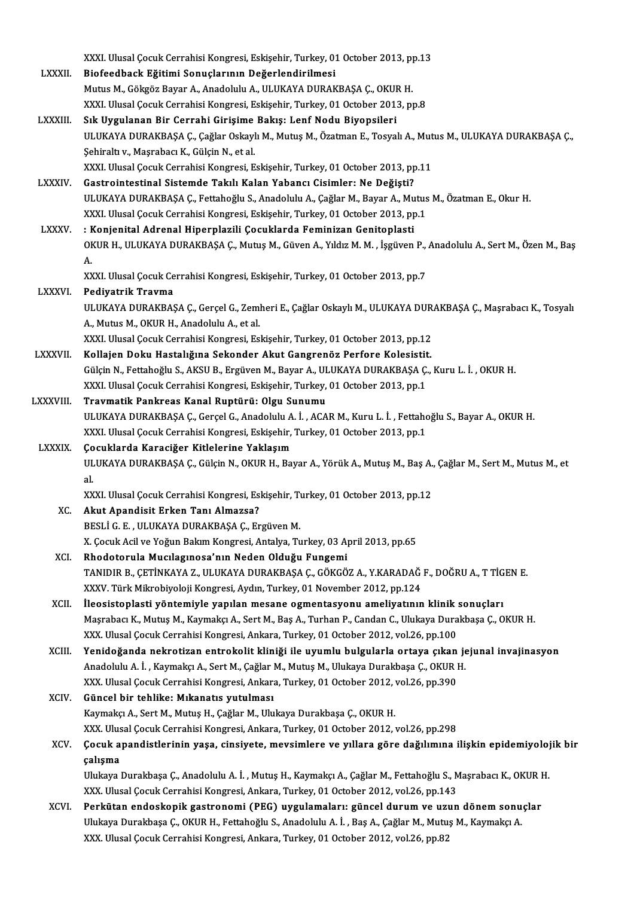XXXI. Ulusal Çocuk Cerrahisi Kongresi, Eskişehir, Turkey, 01 October 2013, pp.13

LXXXII. **Biofeedback Eğitimi Sonuçlarının Değerlendirilmesi**
Mutus M., Gökgöz Bayar A., Anadolulu A., ULUKAYA DURAKBAŞA Ç., OKUR H.
XXXI. Ulusal Çocuk Cerrahisi Kongresi, Eskişehir, Turkey, 01 October 2013, pp.8

LXXXIII. **Sık Uygulanan Bir Cerrahi Girişime Bakış: Lenf Nodu Biyopsileri**
ULUKAYA DURAKBAŞA Ç., Çağlar Oskaylı M., Mutuş M., Özatman E., Tosyalı A., Mutus M., ULUKAYA DURAKBAŞA Ç., Şehiraltı v., Maşrabacı K., Gülçin N., et al.
XXXI. Ulusal Çocuk Cerrahisi Kongresi, Eskişehir, Turkey, 01 October 2013, pp.11

LXXXIV. **Gastrointestinal Sistemde Takılı Kalan Yabancı Cisimler: Ne Değişti?**
ULUKAYA DURAKBAŞA Ç., Fettahoğlu S., Anadolulu A., Çağlar M., Bayar A., Mutus M., Özatman E., Okur H.
XXXI. Ulusal Çocuk Cerrahisi Kongresi, Eskişehir, Turkey, 01 October 2013, pp.1

LXXXV. **: Konjenital Adrenal Hiperplazili Çocuklarda Feminizan Genitoplasti**
OKUR H., ULUKAYA DURAKBAŞA Ç., Mutuş M., Güven A., Yıldız M. M. , İşgüven P., Anadolulu A., Sert M., Özen M., Baş A.
XXXI. Ulusal Çocuk Cerrahisi Kongresi, Eskişehir, Turkey, 01 October 2013, pp.7

LXXXVI. **Pediyatrik Travma**
ULUKAYA DURAKBAŞA Ç., Gerçel G., Zemheri E., Çağlar Oskaylı M., ULUKAYA DURAKBAŞA Ç., Maşrabacı K., Tosyalı A., Mutus M., OKUR H., Anadolulu A., et al.
XXXI. Ulusal Çocuk Cerrahisi Kongresi, Eskişehir, Turkey, 01 October 2013, pp.12

LXXXVII. **Kollajen Doku Hastalığına Sekonder Akut Gangrenöz Perfore Kolesistit.**
Gülçin N., Fettahoğlu S., AKSU B., Ergüven M., Bayar A., ULUKAYA DURAKBAŞA Ç., Kuru L. İ. , OKUR H.
XXXI. Ulusal Çocuk Cerrahisi Kongresi, Eskişehir, Turkey, 01 October 2013, pp.1

LXXXVIII. **Travmatik Pankreas Kanal Ruptürü: Olgu Sunumu**
ULUKAYA DURAKBAŞA Ç., Gerçel G., Anadolulu A. İ. , ACAR M., Kuru L. İ. , Fettahoğlu S., Bayar A., OKUR H.
XXXI. Ulusal Çocuk Cerrahisi Kongresi, Eskişehir, Turkey, 01 October 2013, pp.1

LXXXIX. **Çocuklarda Karaciğer Kitlelerine Yaklaşım**
ULUKAYA DURAKBAŞA Ç., Gülçin N., OKUR H., Bayar A., Yörük A., Mutuş M., Baş A., Çağlar M., Sert M., Mutus M., et al.
XXXI. Ulusal Çocuk Cerrahisi Kongresi, Eskişehir, Turkey, 01 October 2013, pp.12

XC. **Akut Apandisit Erken Tanı Almazsa?**
BESLİ G. E. , ULUKAYA DURAKBAŞA Ç., Ergüven M.
X. Çocuk Acil ve Yoğun Bakım Kongresi, Antalya, Turkey, 03 April 2013, pp.65

XCI. **Rhodotorula Mucılagınosa'nın Neden Olduğu Fungemi**
TANIDIR B., ÇETİNKAYA Z., ULUKAYA DURAKBAŞA Ç., GÖKGÖZ A., Y.KARADAĞ F., DOĞRU A., T TİGEN E.
XXXV. Türk Mikrobiyoloji Kongresi, Aydın, Turkey, 01 November 2012, pp.124

XCII. **İleosistoplasti yöntemiyle yapılan mesane ogmentasyonu ameliyatının klinik sonuçları**
Maşrabacı K., Mutuş M., Kaymakçı A., Sert M., Baş A., Turhan P., Candan C., Ulukaya Durakbaşa Ç., OKUR H.
XXX. Ulusal Çocuk Cerrahisi Kongresi, Ankara, Turkey, 01 October 2012, vol.26, pp.100

XCIII. **Yenidoğanda nekrotizan entrokolit kliniği ile uyumlu bulgularla ortaya çıkan jejunal invajinasyon**
Anadolulu A. İ. , Kaymakçı A., Sert M., Çağlar M., Mutuş M., Ulukaya Durakbaşa Ç., OKUR H.
XXX. Ulusal Çocuk Cerrahisi Kongresi, Ankara, Turkey, 01 October 2012, vol.26, pp.390

XCIV. **Güncel bir tehlike: Mıkanatıs yutulması**
Kaymakçı A., Sert M., Mutuş H., Çağlar M., Ulukaya Durakbaşa Ç., OKUR H.
XXX. Ulusal Çocuk Cerrahisi Kongresi, Ankara, Turkey, 01 October 2012, vol.26, pp.298

XCV. **Çocuk apandistlerinin yaşa, cinsiyete, mevsimlere ve yıllara göre dağılımına ilişkin epidemiyolojik bir çalışma**
Ulukaya Durakbaşa Ç., Anadolulu A. İ. , Mutuş H., Kaymakçı A., Çağlar M., Fettahoğlu S., Maşrabacı K., OKUR H.
XXX. Ulusal Çocuk Cerrahisi Kongresi, Ankara, Turkey, 01 October 2012, vol.26, pp.143

XCVI. **Perkütan endoskopik gastronomi (PEG) uygulamaları: güncel durum ve uzun dönem sonuçlar**
Ulukaya Durakbaşa Ç., OKUR H., Fettahoğlu S., Anadolulu A. İ. , Baş A., Çağlar M., Mutuş M., Kaymakçı A.
XXX. Ulusal Çocuk Cerrahisi Kongresi, Ankara, Turkey, 01 October 2012, vol.26, pp.82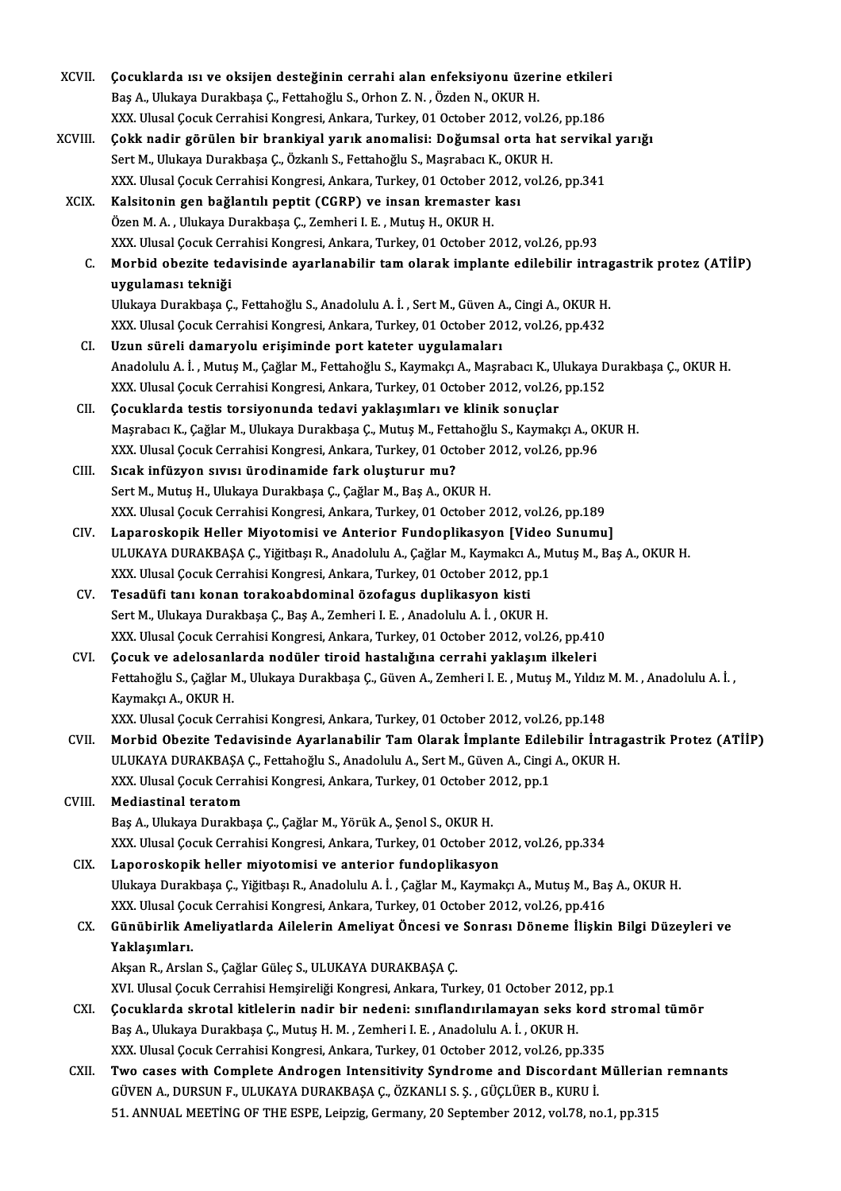XCVII. **Çocuklarda ısı ve oksijen desteğinin cerrahi alan enfeksiyonu üzerine etkileri**
Baş A., Ulukaya Durakbaşa Ç., Fettahoğlu S., Orhon Z. N. , Özden N., OKUR H.
XXX. Ulusal Çocuk Cerrahisi Kongresi, Ankara, Turkey, 01 October 2012, vol.26, pp.186

XCVIII. **Çokk nadir görülen bir brankiyal yarık anomalisi: Doğumsal orta hat servikal yarığı**
Sert M., Ulukaya Durakbaşa Ç., Özkanlı S., Fettahoğlu S., Maşrabacı K., OKUR H.
XXX. Ulusal Çocuk Cerrahisi Kongresi, Ankara, Turkey, 01 October 2012, vol.26, pp.341

XCIX. **Kalsitonin gen bağlantılı peptit (CGRP) ve insan kremaster kası**
Özen M. A. , Ulukaya Durakbaşa Ç., Zemheri I. E. , Mutuş H., OKUR H.
XXX. Ulusal Çocuk Cerrahisi Kongresi, Ankara, Turkey, 01 October 2012, vol.26, pp.93

C. **Morbid obezite tedavisinde ayarlanabilir tam olarak implante edilebilir intragastrik protez (ATİİP) uygulaması tekniği**
Ulukaya Durakbaşa Ç., Fettahoğlu S., Anadolulu A. İ. , Sert M., Güven A., Cingi A., OKUR H.
XXX. Ulusal Çocuk Cerrahisi Kongresi, Ankara, Turkey, 01 October 2012, vol.26, pp.432

CI. **Uzun süreli damaryolu erişiminde port kateter uygulamaları**
Anadolulu A. İ. , Mutuş M., Çağlar M., Fettahoğlu S., Kaymakçı A., Maşrabacı K., Ulukaya Durakbaşa Ç., OKUR H.
XXX. Ulusal Çocuk Cerrahisi Kongresi, Ankara, Turkey, 01 October 2012, vol.26, pp.152

CII. **Çocuklarda testis torsiyonunda tedavi yaklaşımları ve klinik sonuçlar**
Maşrabacı K., Çağlar M., Ulukaya Durakbaşa Ç., Mutuş M., Fettahoğlu S., Kaymakçı A., OKUR H.
XXX. Ulusal Çocuk Cerrahisi Kongresi, Ankara, Turkey, 01 October 2012, vol.26, pp.96

CIII. **Sıcak infüzyon sıvısı ürodinamide fark oluşturur mu?**
Sert M., Mutuş H., Ulukaya Durakbaşa Ç., Çağlar M., Baş A., OKUR H.
XXX. Ulusal Çocuk Cerrahisi Kongresi, Ankara, Turkey, 01 October 2012, vol.26, pp.189

CIV. **Laparoskopik Heller Miyotomisi ve Anterior Fundoplikasyon [Video Sunumu]**
ULUKAYA DURAKBAŞA Ç., Yiğitbaşı R., Anadolulu A., Çağlar M., Kaymakcı A., Mutuş M., Baş A., OKUR H.
XXX. Ulusal Çocuk Cerrahisi Kongresi, Ankara, Turkey, 01 October 2012, pp.1

CV. **Tesadüfi tanı konan torakoabdominal özofagus duplikasyon kisti**
Sert M., Ulukaya Durakbaşa Ç., Baş A., Zemheri I. E. , Anadolulu A. İ. , OKUR H.
XXX. Ulusal Çocuk Cerrahisi Kongresi, Ankara, Turkey, 01 October 2012, vol.26, pp.410

CVI. **Çocuk ve adelosanlarda nodüler tiroid hastalığına cerrahi yaklaşım ilkeleri**
Fettahoğlu S., Çağlar M., Ulukaya Durakbaşa Ç., Güven A., Zemheri I. E. , Mutuş M., Yıldız M. M. , Anadolulu A. İ. , Kaymakçı A., OKUR H.
XXX. Ulusal Çocuk Cerrahisi Kongresi, Ankara, Turkey, 01 October 2012, vol.26, pp.148

CVII. **Morbid Obezite Tedavisinde Ayarlanabilir Tam Olarak İmplante Edilebilir İntragastrik Protez (ATİİP)**
ULUKAYA DURAKBAŞA Ç., Fettahoğlu S., Anadolulu A., Sert M., Güven A., Cingi A., OKUR H.
XXX. Ulusal Çocuk Cerrahisi Kongresi, Ankara, Turkey, 01 October 2012, pp.1

CVIII. **Mediastinal teratom**
Baş A., Ulukaya Durakbaşa Ç., Çağlar M., Yörük A., Şenol S., OKUR H.
XXX. Ulusal Çocuk Cerrahisi Kongresi, Ankara, Turkey, 01 October 2012, vol.26, pp.334

CIX. **Laporoskopik heller miyotomisi ve anterior fundoplikasyon**
Ulukaya Durakbaşa Ç., Yiğitbaşı R., Anadolulu A. İ. , Çağlar M., Kaymakçı A., Mutuş M., Baş A., OKUR H.
XXX. Ulusal Çocuk Cerrahisi Kongresi, Ankara, Turkey, 01 October 2012, vol.26, pp.416

CX. **Günübirlik Ameliyatlarda Ailelerin Ameliyat Öncesi ve Sonrası Döneme İlişkin Bilgi Düzeyleri ve Yaklaşımları.**
Akşan R., Arslan S., Çağlar Güleç S., ULUKAYA DURAKBAŞA Ç.
XVI. Ulusal Çocuk Cerrahisi Hemşireliği Kongresi, Ankara, Turkey, 01 October 2012, pp.1

CXI. **Çocuklarda skrotal kitlelerin nadir bir nedeni: sınıflandırılamayan seks kord stromal tümör**
Baş A., Ulukaya Durakbaşa Ç., Mutuş H. M. , Zemheri I. E. , Anadolulu A. İ. , OKUR H.
XXX. Ulusal Çocuk Cerrahisi Kongresi, Ankara, Turkey, 01 October 2012, vol.26, pp.335

CXII. **Two cases with Complete Androgen Intensitivity Syndrome and Discordant Müllerian remnants**
GÜVEN A., DURSUN F., ULUKAYA DURAKBAŞA Ç., ÖZKANLI S. Ş. , GÜÇLÜER B., KURU İ.
51. ANNUAL MEETİNG OF THE ESPE, Leipzig, Germany, 20 September 2012, vol.78, no.1, pp.315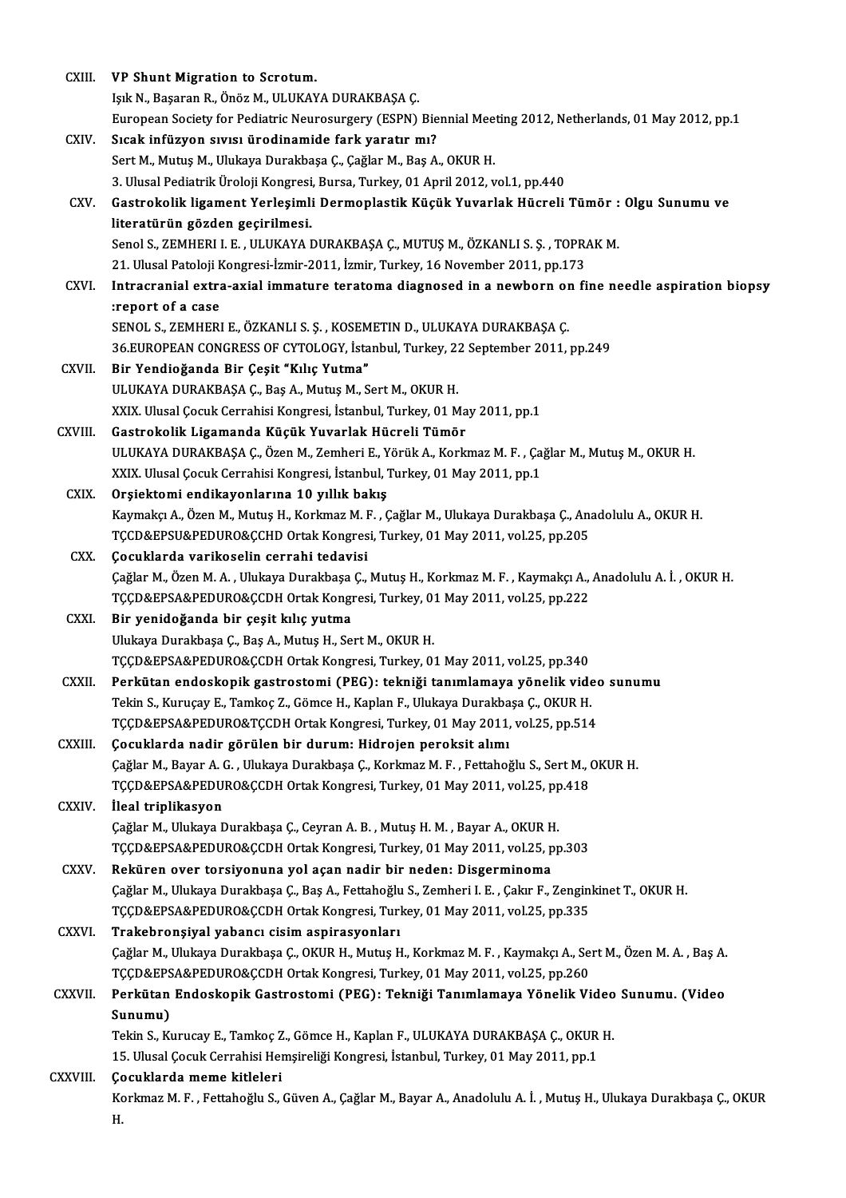CXIII. **VP Shunt Migration to Scrotum.**
Işık N., Başaran R., Önöz M., ULUKAYA DURAKBAŞA Ç.
European Society for Pediatric Neurosurgery (ESPN) Biennial Meeting 2012, Netherlands, 01 May 2012, pp.1

CXIV. **Sıcak infüzyon sıvısı ürodinamide fark yaratır mı?**
Sert M., Mutuş M., Ulukaya Durakbaşa Ç., Çağlar M., Baş A., OKUR H.
3. Ulusal Pediatrik Üroloji Kongresi, Bursa, Turkey, 01 April 2012, vol.1, pp.440

CXV. **Gastrokolik ligament Yerleşimli Dermoplastik Küçük Yuvarlak Hücreli Tümör : Olgu Sunumu ve literatürün gözden geçirilmesi.**
Senol S., ZEMHERI I. E. , ULUKAYA DURAKBAŞA Ç., MUTUŞ M., ÖZKANLI S. Ş. , TOPRAK M.
21. Ulusal Patoloji Kongresi-İzmir-2011, İzmir, Turkey, 16 November 2011, pp.173

CXVI. **Intracranial extra-axial immature teratoma diagnosed in a newborn on fine needle aspiration biopsy :report of a case**
SENOL S., ZEMHERI E., ÖZKANLI S. Ş. , KOSEMETIN D., ULUKAYA DURAKBAŞA Ç.
36.EUROPEAN CONGRESS OF CYTOLOGY, İstanbul, Turkey, 22 September 2011, pp.249

CXVII. **Bir Yendioğanda Bir Çeşit "Kılıç Yutma"**
ULUKAYA DURAKBAŞA Ç., Baş A., Mutuş M., Sert M., OKUR H.
XXIX. Ulusal Çocuk Cerrahisi Kongresi, İstanbul, Turkey, 01 May 2011, pp.1

CXVIII. **Gastrokolik Ligamanda Küçük Yuvarlak Hücreli Tümör**
ULUKAYA DURAKBAŞA Ç., Özen M., Zemheri E., Yörük A., Korkmaz M. F. , Çağlar M., Mutuş M., OKUR H.
XXIX. Ulusal Çocuk Cerrahisi Kongresi, İstanbul, Turkey, 01 May 2011, pp.1

CXIX. **Orşiektomi endikayonlarına 10 yıllık bakış**
Kaymakçı A., Özen M., Mutuş H., Korkmaz M. F. , Çağlar M., Ulukaya Durakbaşa Ç., Anadolulu A., OKUR H.
TÇCD&EPSU&PEDURO&ÇCHD Ortak Kongresi, Turkey, 01 May 2011, vol.25, pp.205

CXX. **Çocuklarda varikoselin cerrahi tedavisi**
Çağlar M., Özen M. A. , Ulukaya Durakbaşa Ç., Mutuş H., Korkmaz M. F. , Kaymakçı A., Anadolulu A. İ. , OKUR H.
TÇÇD&EPSA&PEDURO&ÇCDH Ortak Kongresi, Turkey, 01 May 2011, vol.25, pp.222

CXXI. **Bir yenidoğanda bir çeşit kılıç yutma**
Ulukaya Durakbaşa Ç., Baş A., Mutuş H., Sert M., OKUR H.
TÇÇD&EPSA&PEDURO&ÇCDH Ortak Kongresi, Turkey, 01 May 2011, vol.25, pp.340

CXXII. **Perkütan endoskopik gastrostomi (PEG): tekniği tanımlamaya yönelik video sunumu**
Tekin S., Kuruçay E., Tamkoç Z., Gömce H., Kaplan F., Ulukaya Durakbaşa Ç., OKUR H.
TÇÇD&EPSA&PEDURO&TÇCDH Ortak Kongresi, Turkey, 01 May 2011, vol.25, pp.514

CXXIII. **Çocuklarda nadir görülen bir durum: Hidrojen peroksit alımı**
Çağlar M., Bayar A. G. , Ulukaya Durakbaşa Ç., Korkmaz M. F. , Fettahoğlu S., Sert M., OKUR H.
TÇÇD&EPSA&PEDURO&ÇCDH Ortak Kongresi, Turkey, 01 May 2011, vol.25, pp.418

CXXIV. **İleal triplikasyon**
Çağlar M., Ulukaya Durakbaşa Ç., Ceyran A. B. , Mutuş H. M. , Bayar A., OKUR H.
TÇÇD&EPSA&PEDURO&ÇCDH Ortak Kongresi, Turkey, 01 May 2011, vol.25, pp.303

CXXV. **Rek, üren over torsiyonuna yol açan nadir bir neden: Disgerminoma**
Çağlar M., Ulukaya Durakbaşa Ç., Baş A., Fettahoğlu S., Zemheri I. E. , Çakır F., Zenginkinet T., OKUR H.
TÇÇD&EPSA&PEDURO&ÇCDH Ortak Kongresi, Turkey, 01 May 2011, vol.25, pp.335

CXXVI. **Trakebronşiyal yabancı cisim aspirasyonları**
Çağlar M., Ulukaya Durakbaşa Ç., OKUR H., Mutuş H., Korkmaz M. F. , Kaymakçı A., Sert M., Özen M. A. , Baş A.
TÇÇD&EPSA&PEDURO&ÇCDH Ortak Kongresi, Turkey, 01 May 2011, vol.25, pp.260

CXXVII. **Perkütan Endoskopik Gastrostomi (PEG): Tekniği Tanımlamaya Yönelik Video Sunumu. (Video Sunumu)**
Tekin S., Kurucay E., Tamkoç Z., Gömce H., Kaplan F., ULUKAYA DURAKBAŞA Ç., OKUR H.
15. Ulusal Çocuk Cerrahisi Hemşireliği Kongresi, İstanbul, Turkey, 01 May 2011, pp.1

CXXVIII. **Çocuklarda meme kitleleri**
Korkmaz M. F. , Fettahoğlu S., Güven A., Çağlar M., Bayar A., Anadolulu A. İ. , Mutuş H., Ulukaya Durakbaşa Ç., OKUR H.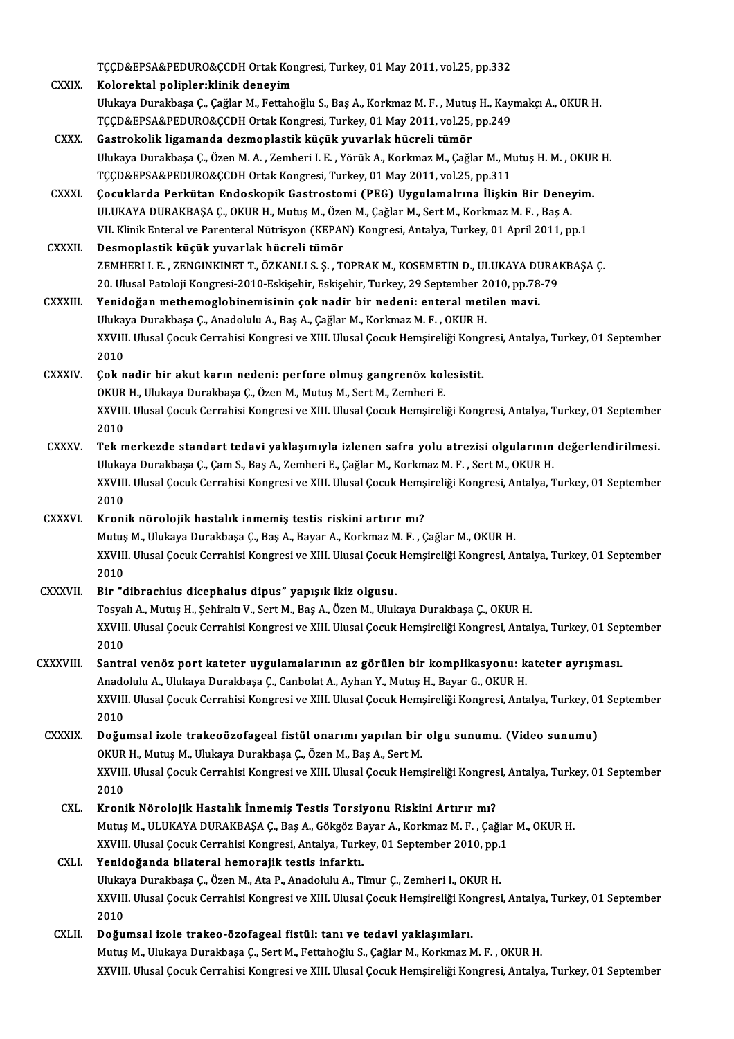TÇCD&EPSA&PEDURO&ÇCDH Ortak Kongresi, Turkey, 01 May 2011, vol.25, pp.332

CXXIX. **Kolorektal polipler:klinik deneyim**
Ulukaya Durakbaşa Ç., Çağlar M., Fettahoğlu S., Baş A., Korkmaz M. F. , Mutuş H., Kaymakçı A., OKUR H.
TÇCD&EPSA&PEDURO&ÇCDH Ortak Kongresi, Turkey, 01 May 2011, vol.25, pp.249

CXXX. **Gastrokolik ligamanda dezmoplastik küçük yuvarlak hücreli tümör**
Ulukaya Durakbaşa Ç., Özen M. A. , Zemheri I. E. , Yörük A., Korkmaz M., Çağlar M., Mutuş H. M. , OKUR H.
TÇCD&EPSA&PEDURO&ÇCDH Ortak Kongresi, Turkey, 01 May 2011, vol.25, pp.311

CXXXI. **Çocuklarda Perkütan Endoskopik Gastrostomi (PEG) Uygulamalrına İlişkin Bir Deneyim.**
ULUKAYA DURAKBAŞA Ç., OKUR H., Mutuş M., Özen M., Çağlar M., Sert M., Korkmaz M. F. , Baş A.
VII. Klinik Enteral ve Parenteral Nütrisyon (KEPAN) Kongresi, Antalya, Turkey, 01 April 2011, pp.1

CXXXII. **Desmoplastik küçük yuvarlak hücreli tümör**
ZEMHERI I. E. , ZENGINKINET T., ÖZKANLI S. Ş. , TOPRAK M., KOSEMETIN D., ULUKAYA DURAKBAŞA Ç.
20. Ulusal Patoloji Kongresi-2010-Eskişehir, Eskişehir, Turkey, 29 September 2010, pp.78-79

CXXXIII. **Yenidoğan methemoglobinemisinin çok nadir bir nedeni: enteral metilen mavi.**
Ulukaya Durakbaşa Ç., Anadolulu A., Baş A., Çağlar M., Korkmaz M. F. , OKUR H.
XXVIII. Ulusal Çocuk Cerrahisi Kongresi ve XIII. Ulusal Çocuk Hemşireliği Kongresi, Antalya, Turkey, 01 September 2010

CXXXIV. **Çok nadir bir akut karın nedeni: perfore olmuş gangrenöz kolesistit.**
OKUR H., Ulukaya Durakbaşa Ç., Özen M., Mutuş M., Sert M., Zemheri E.
XXVIII. Ulusal Çocuk Cerrahisi Kongresi ve XIII. Ulusal Çocuk Hemşireliği Kongresi, Antalya, Turkey, 01 September 2010

CXXXV. **Tek merkezde standart tedavi yaklaşımıyla izlenen safra yolu atrezisi olgularının değerlendirilmesi.**
Ulukaya Durakbaşa Ç., Çam S., Baş A., Zemheri E., Çağlar M., Korkmaz M. F. , Sert M., OKUR H.
XXVIII. Ulusal Çocuk Cerrahisi Kongresi ve XIII. Ulusal Çocuk Hemşireliği Kongresi, Antalya, Turkey, 01 September 2010

CXXXVI. **Kronik nörolojik hastalık inmemiş testis riskini artırır mı?**
Mutuş M., Ulukaya Durakbaşa Ç., Baş A., Bayar A., Korkmaz M. F. , Çağlar M., OKUR H.
XXVIII. Ulusal Çocuk Cerrahisi Kongresi ve XIII. Ulusal Çocuk Hemşireliği Kongresi, Antalya, Turkey, 01 September 2010

CXXXVII. **Bir "dibrachius dicephalus dipus" yapışık ikiz olgusu.**
Tosyalı A., Mutuş H., Şehiraltı V., Sert M., Baş A., Özen M., Ulukaya Durakbaşa Ç., OKUR H.
XXVIII. Ulusal Çocuk Cerrahisi Kongresi ve XIII. Ulusal Çocuk Hemşireliği Kongresi, Antalya, Turkey, 01 September 2010

CXXXVIII. **Santral venöz port kateter uygulamalarının az görülen bir komplikasyonu: kateter ayrışması.**
Anadolulu A., Ulukaya Durakbaşa Ç., Canbolat A., Ayhan Y., Mutuş H., Bayar G., OKUR H.
XXVIII. Ulusal Çocuk Cerrahisi Kongresi ve XIII. Ulusal Çocuk Hemşireliği Kongresi, Antalya, Turkey, 01 September 2010

CXXXIX. **Doğumsal izole trakeoözofageal fistül onarımı yapılan bir olgu sunumu. (Video sunumu)**
OKUR H., Mutuş M., Ulukaya Durakbaşa Ç., Özen M., Baş A., Sert M.
XXVIII. Ulusal Çocuk Cerrahisi Kongresi ve XIII. Ulusal Çocuk Hemşireliği Kongresi, Antalya, Turkey, 01 September 2010

CXL. **Kronik Nörolojik Hastalık İnmemiş Testis Torsiyonu Riskini Artırır mı?**
Mutuş M., ULUKAYA DURAKBAŞA Ç., Baş A., Gökgöz Bayar A., Korkmaz M. F. , Çağlar M., OKUR H.
XXVIII. Ulusal Çocuk Cerrahisi Kongresi, Antalya, Turkey, 01 September 2010, pp.1

CXLI. **Yenidoğanda bilateral hemorajik testis infarktı.**
Ulukaya Durakbaşa Ç., Özen M., Ata P., Anadolulu A., Timur Ç., Zemheri I., OKUR H.
XXVIII. Ulusal Çocuk Cerrahisi Kongresi ve XIII. Ulusal Çocuk Hemşireliği Kongresi, Antalya, Turkey, 01 September 2010

CXLII. **Doğumsal izole trakeo-özofageal fistül: tanı ve tedavi yaklaşımları.**
Mutuş M., Ulukaya Durakbaşa Ç., Sert M., Fettahoğlu S., Çağlar M., Korkmaz M. F. , OKUR H.
XXVIII. Ulusal Çocuk Cerrahisi Kongresi ve XIII. Ulusal Çocuk Hemşireliği Kongresi, Antalya, Turkey, 01 September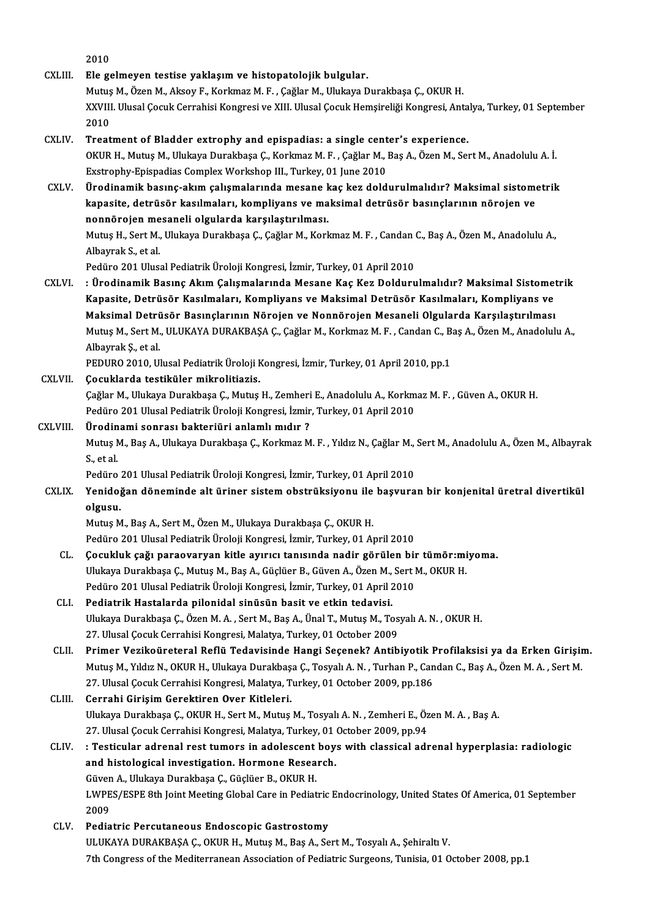2010

CXLIII. **Ele gelmeyen testise yaklaşım ve histopatolojik bulgular.**
Mutuş M., Özen M., Aksoy F., Korkmaz M. F. , Çağlar M., Ulukaya Durakbaşa Ç., OKUR H.
XXVIII. Ulusal Çocuk Cerrahisi Kongresi ve XIII. Ulusal Çocuk Hemşireliği Kongresi, Antalya, Turkey, 01 September 2010

CXLIV. **Treatment of Bladder extrophy and epispadias: a single center's experience.**
OKUR H., Mutuş M., Ulukaya Durakbaşa Ç., Korkmaz M. F. , Çağlar M., Baş A., Özen M., Sert M., Anadolulu A. İ.
Exstrophy-Epispadias Complex Workshop III., Turkey, 01 June 2010

CXLV. **Ürodinamik basınç-akım çalışmalarında mesane kaç kez doldurulmalıdır? Maksimal sistometrik kapasite, detrüsör kasılmaları, kompliyans ve maksimal detrüsör basınçlarının nörojen ve nonnörojen mesaneli olgularda karşılaştırılması.**
Mutuş H., Sert M., Ulukaya Durakbaşa Ç., Çağlar M., Korkmaz M. F. , Candan C., Baş A., Özen M., Anadolulu A., Albayrak S., et al.
Pedüro 201 Ulusal Pediatrik Üroloji Kongresi, İzmir, Turkey, 01 April 2010

CXLVI. **: Ürodinamik Basınç Akım Çalışmalarında Mesane Kaç Kez Doldurulmalıdır? Maksimal Sistometrik Kapasite, Detrüsör Kasılmaları, Kompliyans ve Maksimal Detrüsör Kasılmaları, Kompliyans ve Maksimal Detrüsör Basınçlarının Nörojen ve Nonnörojen Mesaneli Olgularda Karşılaştırılması**
Mutuş M., Sert M., ULUKAYA DURAKBAŞA Ç., Çağlar M., Korkmaz M. F. , Candan C., Baş A., Özen M., Anadolulu A., Albayrak Ş., et al.
PEDURO 2010, Ulusal Pediatrik Üroloji Kongresi, İzmir, Turkey, 01 April 2010, pp.1

CXLVII. **Çocuklarda testiküler mikrolitiazis.**
Çağlar M., Ulukaya Durakbaşa Ç., Mutuş H., Zemheri E., Anadolulu A., Korkmaz M. F. , Güven A., OKUR H.
Pedüro 201 Ulusal Pediatrik Üroloji Kongresi, İzmir, Turkey, 01 April 2010

CXLVIII. **Ürodinami sonrası bakteriüri anlamlı mıdır ?**
Mutuş M., Baş A., Ulukaya Durakbaşa Ç., Korkmaz M. F. , Yıldız N., Çağlar M., Sert M., Anadolulu A., Özen M., Albayrak S., et al.
Pedüro 201 Ulusal Pediatrik Üroloji Kongresi, İzmir, Turkey, 01 April 2010

CXLIX. **Yenidoğan döneminde alt üriner sistem obstrüksiyonu ile başvuran bir konjenital üretral divertikül olgusu.**
Mutuş M., Baş A., Sert M., Özen M., Ulukaya Durakbaşa Ç., OKUR H.
Pedüro 201 Ulusal Pediatrik Üroloji Kongresi, İzmir, Turkey, 01 April 2010

CL. **Çocukluk çağı paraovaryan kitle ayırıcı tanısında nadir görülen bir tümör:miyoma.**
Ulukaya Durakbaşa Ç., Mutuş M., Baş A., Güçlüer B., Güven A., Özen M., Sert M., OKUR H.
Pedüro 201 Ulusal Pediatrik Üroloji Kongresi, İzmir, Turkey, 01 April 2010

CLI. **Pediatrik Hastalarda pilonidal sinüsün basit ve etkin tedavisi.**
Ulukaya Durakbaşa Ç., Özen M. A. , Sert M., Baş A., Ünal T., Mutuş M., Tosyalı A. N. , OKUR H.
27. Ulusal Çocuk Cerrahisi Kongresi, Malatya, Turkey, 01 October 2009

CLII. **Primer Vezikoüreteral Reflü Tedavisinde Hangi Seçenek? Antibiyotik Profilaksisi ya da Erken Girişim.**
Mutuş M., Yıldız N., OKUR H., Ulukaya Durakbaşa Ç., Tosyalı A. N. , Turhan P., Candan C., Baş A., Özen M. A. , Sert M.
27. Ulusal Çocuk Cerrahisi Kongresi, Malatya, Turkey, 01 October 2009, pp.186

CLIII. **Cerrahi Girişim Gerektiren Over Kitleleri.**
Ulukaya Durakbaşa Ç., OKUR H., Sert M., Mutuş M., Tosyalı A. N. , Zemheri E., Özen M. A. , Baş A.
27. Ulusal Çocuk Cerrahisi Kongresi, Malatya, Turkey, 01 October 2009, pp.94

CLIV. **: Testicular adrenal rest tumors in adolescent boys with classical adrenal hyperplasia: radiologic and histological investigation. Hormone Research.**
Güven A., Ulukaya Durakbaşa Ç., Güçlüer B., OKUR H.
LWPES/ESPE 8th Joint Meeting Global Care in Pediatric Endocrinology, United States Of America, 01 September 2009

CLV. **Pediatric Percutaneous Endoscopic Gastrostomy**
ULUKAYA DURAKBAŞA Ç., OKUR H., Mutuş M., Baş A., Sert M., Tosyalı A., Şehiraltı V.
7th Congress of the Mediterranean Association of Pediatric Surgeons, Tunisia, 01 October 2008, pp.1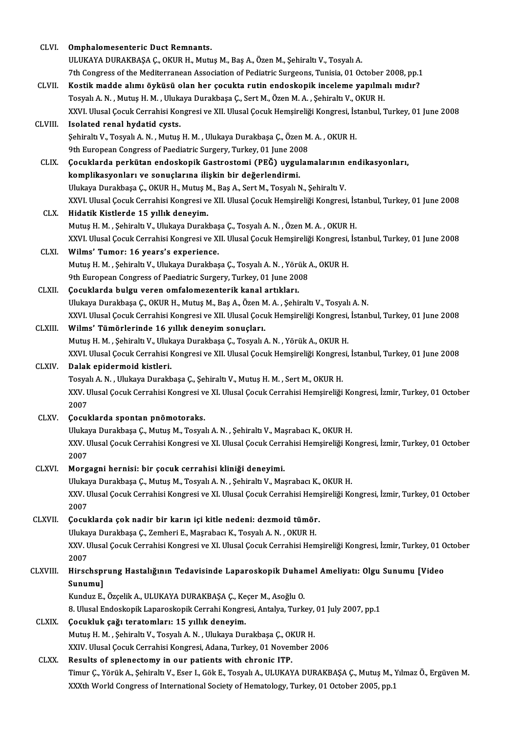CLVI. **Omphalomesenteric Duct Remnants.**
ULUKAYA DURAKBAŞA Ç., OKUR H., Mutuş M., Baş A., Özen M., Şehiraltı V., Tosyalı A.
7th Congress of the Mediterranean Association of Pediatric Surgeons, Tunisia, 01 October 2008, pp.1

CLVII. **Kostik madde alımı öyküsü olan her çocukta rutin endoskopik inceleme yapılmalı mıdır?**
Tosyalı A. N. , Mutuş H. M. , Ulukaya Durakbaşa Ç., Sert M., Özen M. A. , Şehiraltı V., OKUR H.
XXVI. Ulusal Çocuk Cerrahisi Kongresi ve XII. Ulusal Çocuk Hemşireliği Kongresi, İstanbul, Turkey, 01 June 2008

CLVIII. **Isolated renal hydatid cysts.**
Şehiraltı V., Tosyalı A. N. , Mutuş H. M. , Ulukaya Durakbaşa Ç., Özen M. A. , OKUR H.
9th European Congress of Paediatric Surgery, Turkey, 01 June 2008

CLIX. **Çocuklarda perkütan endoskopik Gastrostomi (PEĞ) uygulamalarının endikasyonları, komplikasyonları ve sonuçlarına ilişkin bir değerlendirmi.**
Ulukaya Durakbaşa Ç., OKUR H., Mutuş M., Baş A., Sert M., Tosyalı N., Şehiraltı V.
XXVI. Ulusal Çocuk Cerrahisi Kongresi ve XII. Ulusal Çocuk Hemşireliği Kongresi, İstanbul, Turkey, 01 June 2008

CLX. **Hidatik Kistlerde 15 yıllık deneyim.**
Mutuş H. M. , Şehiraltı V., Ulukaya Durakbaşa Ç., Tosyalı A. N. , Özen M. A. , OKUR H.
XXVI. Ulusal Çocuk Cerrahisi Kongresi ve XII. Ulusal Çocuk Hemşireliği Kongresi, İstanbul, Turkey, 01 June 2008

CLXI. **Wilms' Tumor: 16 years's experience.**
Mutuş H. M. , Şehiraltı V., Ulukaya Durakbaşa Ç., Tosyalı A. N. , Yörük A., OKUR H.
9th European Congress of Paediatric Surgery, Turkey, 01 June 2008

CLXII. **Çocuklarda bulgu veren omfalomezenterik kanal artıkları.**
Ulukaya Durakbaşa Ç., OKUR H., Mutuş M., Baş A., Özen M. A. , Şehiraltı V., Tosyalı A. N.
XXVI. Ulusal Çocuk Cerrahisi Kongresi ve XII. Ulusal Çocuk Hemşireliği Kongresi, İstanbul, Turkey, 01 June 2008

CLXIII. **Wilms' Tümörlerinde 16 yıllık deneyim sonuçları.**
Mutuş H. M. , Şehiraltı V., Ulukaya Durakbaşa Ç., Tosyalı A. N. , Yörük A., OKUR H.
XXVI. Ulusal Çocuk Cerrahisi Kongresi ve XII. Ulusal Çocuk Hemşireliği Kongresi, İstanbul, Turkey, 01 June 2008

CLXIV. **Dalak epidermoid kistleri.**
Tosyalı A. N. , Ulukaya Durakbaşa Ç., Şehiraltı V., Mutuş H. M. , Sert M., OKUR H.
XXV. Ulusal Çocuk Cerrahisi Kongresi ve XI. Ulusal Çocuk Cerrahisi Hemşireliği Kongresi, İzmir, Turkey, 01 October 2007

CLXV. **Çocuklarda spontan pnömotoraks.**
Ulukaya Durakbaşa Ç., Mutuş M., Tosyalı A. N. , Şehiraltı V., Maşrabacı K., OKUR H.
XXV. Ulusal Çocuk Cerrahisi Kongresi ve XI. Ulusal Çocuk Cerrahisi Hemşireliği Kongresi, İzmir, Turkey, 01 October 2007

CLXVI. **Morgagni hernisi: bir çocuk cerrahisi kliniği deneyimi.**
Ulukaya Durakbaşa Ç., Mutuş M., Tosyalı A. N. , Şehiraltı V., Maşrabacı K., OKUR H.
XXV. Ulusal Çocuk Cerrahisi Kongresi ve XI. Ulusal Çocuk Cerrahisi Hemşireliği Kongresi, İzmir, Turkey, 01 October 2007

CLXVII. **Çocuklarda çok nadir bir karın içi kitle nedeni: dezmoid tümör.**
Ulukaya Durakbaşa Ç., Zemheri E., Maşrabacı K., Tosyalı A. N. , OKUR H.
XXV. Ulusal Çocuk Cerrahisi Kongresi ve XI. Ulusal Çocuk Cerrahisi Hemşireliği Kongresi, İzmir, Turkey, 01 October 2007

CLXVIII. **Hirschsprung Hastalığının Tedavisinde Laparoskopik Duhamel Ameliyatı: Olgu Sunumu [Video Sunumu]**
Kunduz E., Özçelik A., ULUKAYA DURAKBAŞA Ç., Keçer M., Asoğlu O.
8. Ulusal Endoskopik Laparoskopik Cerrahi Kongresi, Antalya, Turkey, 01 July 2007, pp.1

CLXIX. **Çocukluk çağı teratomları: 15 yıllık deneyim.**
Mutuş H. M. , Şehiraltı V., Tosyalı A. N. , Ulukaya Durakbaşa Ç., OKUR H.
XXIV. Ulusal Çocuk Cerrahisi Kongresi, Adana, Turkey, 01 November 2006

CLXX. **Results of splenectomy in our patients with chronic ITP.**
Timur Ç., Yörük A., Şehiraltı V., Eser I., Gök E., Tosyalı A., ULUKAYA DURAKBAŞA Ç., Mutuş M., Yılmaz Ö., Ergüven M.
XXXth World Congress of International Society of Hematology, Turkey, 01 October 2005, pp.1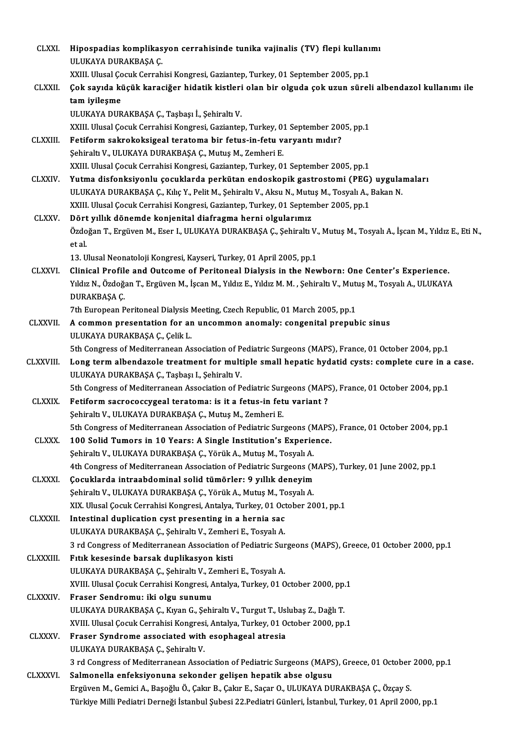CLXXI. **Hipospadias komplikasyon cerrahisinde tunika vajinalis (TV) flepi kullanımı**
ULUKAYA DURAKBAŞA Ç.
XXIII. Ulusal Çocuk Cerrahisi Kongresi, Gaziantep, Turkey, 01 September 2005, pp.1

CLXXII. **Çok sayıda küçük karaciğer hidatik kistleri olan bir olguda çok uzun süreli albendazol kullanımı ile tam iyileşme**
ULUKAYA DURAKBAŞA Ç., Taşbaşı İ., Şehiraltı V.
XXIII. Ulusal Çocuk Cerrahisi Kongresi, Gaziantep, Turkey, 01 September 2005, pp.1

CLXXIII. **Fetiform sakrokoksigeal teratoma bir fetus-in-fetu varyantı mıdır?**
Şehiraltı V., ULUKAYA DURAKBAŞA Ç., Mutuş M., Zemheri E.
XXIII. Ulusal Çocuk Cerrahisi Kongresi, Gaziantep, Turkey, 01 September 2005, pp.1

CLXXIV. **Yutma disfonksiyonlu çocuklarda perkütan endoskopik gastrostomi (PEG) uygulamaları**
ULUKAYA DURAKBAŞA Ç., Kılıç Y., Pelit M., Şehiraltı V., Aksu N., Mutuş M., Tosyalı A., Bakan N.
XXIII. Ulusal Çocuk Cerrahisi Kongresi, Gaziantep, Turkey, 01 September 2005, pp.1

CLXXV. **Dört yıllık dönemde konjenital diafragma herni olgularımız**
Özdoğan T., Ergüven M., Eser I., ULUKAYA DURAKBAŞA Ç., Şehiraltı V., Mutuş M., Tosyalı A., İşcan M., Yıldız E., Eti N., et al.
13. Ulusal Neonatoloji Kongresi, Kayseri, Turkey, 01 April 2005, pp.1

CLXXVI. **Clinical Profile and Outcome of Peritoneal Dialysis in the Newborn: One Center's Experience.**
Yıldız N., Özdoğan T., Ergüven M., İşcan M., Yıldız E., Yıldız M. M. , Şehiraltı V., Mutuş M., Tosyalı A., ULUKAYA DURAKBAŞA Ç.
7th European Peritoneal Dialysis Meeting, Czech Republic, 01 March 2005, pp.1

CLXXVII. **A common presentation for an uncommon anomaly: congenital prepubic sinus**
ULUKAYA DURAKBAŞA Ç., Çelik L.
5th Congress of Mediterranean Association of Pediatric Surgeons (MAPS), France, 01 October 2004, pp.1

CLXXVIII. **Long term albendazole treatment for multiple small hepatic hydatid cysts: complete cure in a case.**
ULUKAYA DURAKBAŞA Ç., Taşbaşı I., Şehiraltı V.
5th Congress of Mediterranean Association of Pediatric Surgeons (MAPS), France, 01 October 2004, pp.1

CLXXIX. **Fetiform sacrococcygeal teratoma: is it a fetus-in fetu variant ?**
Şehiraltı V., ULUKAYA DURAKBAŞA Ç., Mutuş M., Zemheri E.
5th Congress of Mediterranean Association of Pediatric Surgeons (MAPS), France, 01 October 2004, pp.1

CLXXX. **100 Solid Tumors in 10 Years: A Single Institution's Experience.**
Şehiraltı V., ULUKAYA DURAKBAŞA Ç., Yörük A., Mutuş M., Tosyalı A.
4th Congress of Mediterranean Association of Pediatric Surgeons (MAPS), Turkey, 01 June 2002, pp.1

CLXXXI. **Çocuklarda intraabdominal solid tümörler: 9 yıllık deneyim**
Şehiraltı V., ULUKAYA DURAKBAŞA Ç., Yörük A., Mutuş M., Tosyalı A.
XIX. Ulusal Çocuk Cerrahisi Kongresi, Antalya, Turkey, 01 October 2001, pp.1

CLXXXII. **Intestinal duplication cyst presenting in a hernia sac**
ULUKAYA DURAKBAŞA Ç., Şehiraltı V., Zemheri E., Tosyalı A.
3 rd Congress of Mediterranean Association of Pediatric Surgeons (MAPS), Greece, 01 October 2000, pp.1

CLXXXIII. **Fıtık kesesinde barsak duplikasyon kisti**
ULUKAYA DURAKBAŞA Ç., Şehiraltı V., Zemheri E., Tosyalı A.
XVIII. Ulusal Çocuk Cerrahisi Kongresi, Antalya, Turkey, 01 October 2000, pp.1

CLXXXIV. **Fraser Sendromu: iki olgu sunumu**
ULUKAYA DURAKBAŞA Ç., Kıyan G., Şehiraltı V., Turgut T., Uslubaş Z., Dağlı T.
XVIII. Ulusal Çocuk Cerrahisi Kongresi, Antalya, Turkey, 01 October 2000, pp.1

CLXXXV. **Fraser Syndrome associated with esophageal atresia**
ULUKAYA DURAKBAŞA Ç., Şehiraltı V.
3 rd Congress of Mediterranean Association of Pediatric Surgeons (MAPS), Greece, 01 October 2000, pp.1

CLXXXVI. **Salmonella enfeksiyonuna sekonder gelişen hepatik abse olgusu**
Ergüven M., Gemici A., Başoğlu Ö., Çakır B., Çakır E., Saçar O., ULUKAYA DURAKBAŞA Ç., Özçay S.
Türkiye Milli Pediatri Derneği İstanbul Şubesi 22.Pediatri Günleri, İstanbul, Turkey, 01 April 2000, pp.1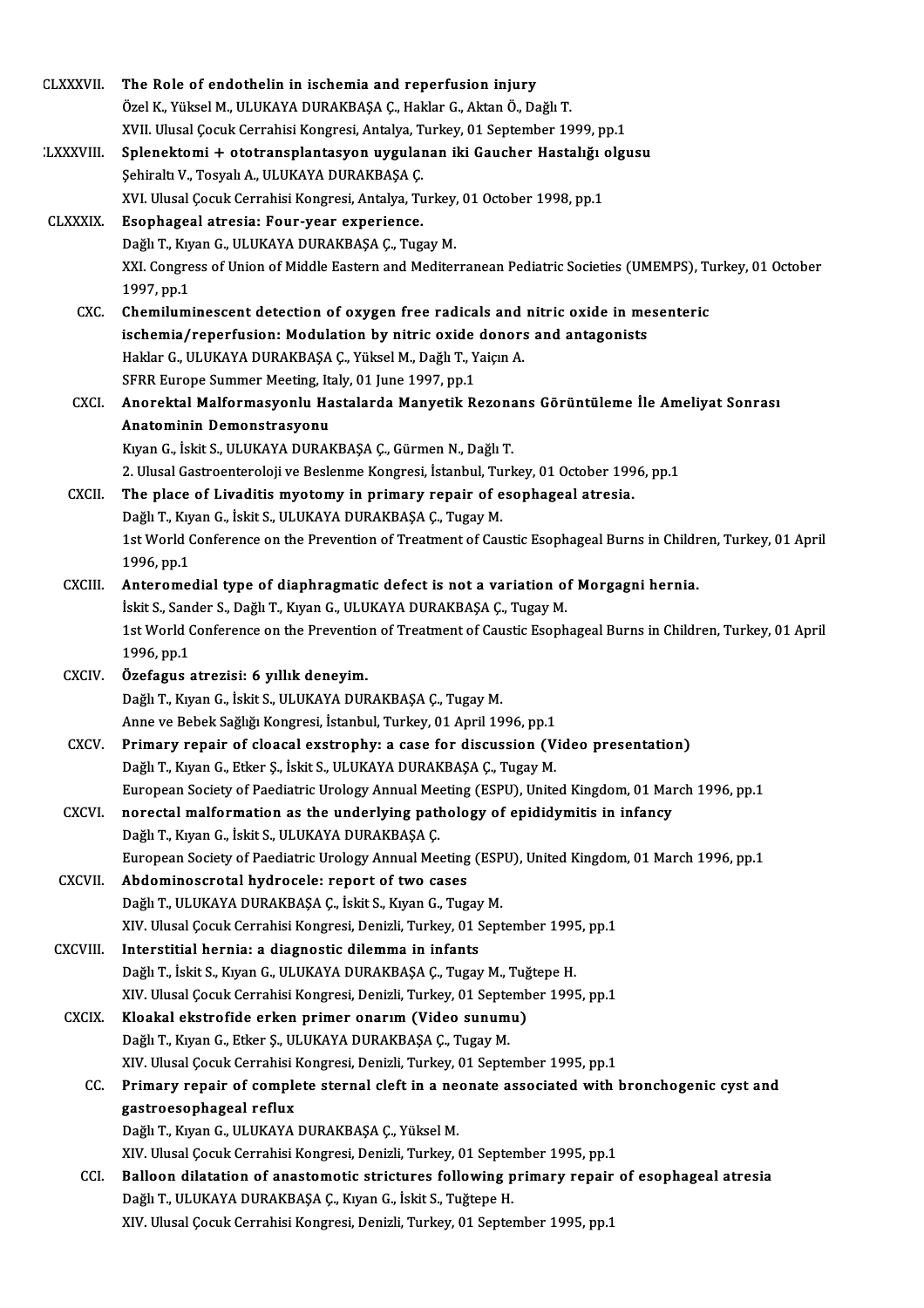CLXXXVII. **The Role of endothelin in ischemia and reperfusion injury**
Özel K., Yüksel M., ULUKAYA DURAKBAŞA Ç., Haklar G., Aktan Ö., Dağlı T.
XVII. Ulusal Çocuk Cerrahisi Kongresi, Antalya, Turkey, 01 September 1999, pp.1

CLXXXVIII. **Splenektomi + ototransplantasyon uygulanan iki Gaucher Hastalığı olgusu**
Şehiraltı V., Tosyalı A., ULUKAYA DURAKBAŞA Ç.
XVI. Ulusal Çocuk Cerrahisi Kongresi, Antalya, Turkey, 01 October 1998, pp.1

CLXXXIX. **Esophageal atresia: Four-year experience.**
Dağlı T., Kıyan G., ULUKAYA DURAKBAŞA Ç., Tugay M.
XXI. Congress of Union of Middle Eastern and Mediterranean Pediatric Societies (UMEMPS), Turkey, 01 October 1997, pp.1

CXC. **Chemiluminescent detection of oxygen free radicals and nitric oxide in mesenteric ischemia/reperfusion: Modulation by nitric oxide donors and antagonists**
Haklar G., ULUKAYA DURAKBAŞA Ç., Yüksel M., Dağlı T., Yaiçın A.
SFRR Europe Summer Meeting, Italy, 01 June 1997, pp.1

CXCI. **Anorektal Malformasyonlu Hastalarda Manyetik Rezonans Görüntüleme İle Ameliyat Sonrası Anatominin Demonstrasyonu**
Kıyan G., İskit S., ULUKAYA DURAKBAŞA Ç., Gürmen N., Dağlı T.
2. Ulusal Gastroenteroloji ve Beslenme Kongresi, İstanbul, Turkey, 01 October 1996, pp.1

CXCII. **The place of Livaditis myotomy in primary repair of esophageal atresia.**
Dağlı T., Kıyan G., İskit S., ULUKAYA DURAKBAŞA Ç., Tugay M.
1st World Conference on the Prevention of Treatment of Caustic Esophageal Burns in Children, Turkey, 01 April 1996, pp.1

CXCIII. **Anteromedial type of diaphragmatic defect is not a variation of Morgagni hernia.**
İskit S., Sander S., Dağlı T., Kıyan G., ULUKAYA DURAKBAŞA Ç., Tugay M.
1st World Conference on the Prevention of Treatment of Caustic Esophageal Burns in Children, Turkey, 01 April 1996, pp.1

CXCIV. **Özefagus atrezisi: 6 yıllık deneyim.**
Dağlı T., Kıyan G., İskit S., ULUKAYA DURAKBAŞA Ç., Tugay M.
Anne ve Bebek Sağlığı Kongresi, İstanbul, Turkey, 01 April 1996, pp.1

CXCV. **Primary repair of cloacal exstrophy: a case for discussion (Video presentation)**
Dağlı T., Kıyan G., Etker Ş., İskit S., ULUKAYA DURAKBAŞA Ç., Tugay M.
European Society of Paediatric Urology Annual Meeting (ESPU), United Kingdom, 01 March 1996, pp.1

CXCVI. **norectal malformation as the underlying pathology of epididymitis in infancy**
Dağlı T., Kıyan G., İskit S., ULUKAYA DURAKBAŞA Ç.
European Society of Paediatric Urology Annual Meeting (ESPU), United Kingdom, 01 March 1996, pp.1

CXCVII. **Abdominoscrotal hydrocele: report of two cases**
Dağlı T., ULUKAYA DURAKBAŞA Ç., İskit S., Kıyan G., Tugay M.
XIV. Ulusal Çocuk Cerrahisi Kongresi, Denizli, Turkey, 01 September 1995, pp.1

CXCVIII. **Interstitial hernia: a diagnostic dilemma in infants**
Dağlı T., İskit S., Kıyan G., ULUKAYA DURAKBAŞA Ç., Tugay M., Tuğtepe H.
XIV. Ulusal Çocuk Cerrahisi Kongresi, Denizli, Turkey, 01 September 1995, pp.1

CXCIX. **Kloakal ekstrofide erken primer onarım (Video sunumu)**
Dağlı T., Kıyan G., Etker Ş., ULUKAYA DURAKBAŞA Ç., Tugay M.
XIV. Ulusal Çocuk Cerrahisi Kongresi, Denizli, Turkey, 01 September 1995, pp.1

CC. **Primary repair of complete sternal cleft in a neonate associated with bronchogenic cyst and gastroesophageal reflux**
Dağlı T., Kıyan G., ULUKAYA DURAKBAŞA Ç., Yüksel M.
XIV. Ulusal Çocuk Cerrahisi Kongresi, Denizli, Turkey, 01 September 1995, pp.1

CCI. **Balloon dilatation of anastomotic strictures following primary repair of esophageal atresia**
Dağlı T., ULUKAYA DURAKBAŞA Ç., Kıyan G., İskit S., Tuğtepe H.
XIV. Ulusal Çocuk Cerrahisi Kongresi, Denizli, Turkey, 01 September 1995, pp.1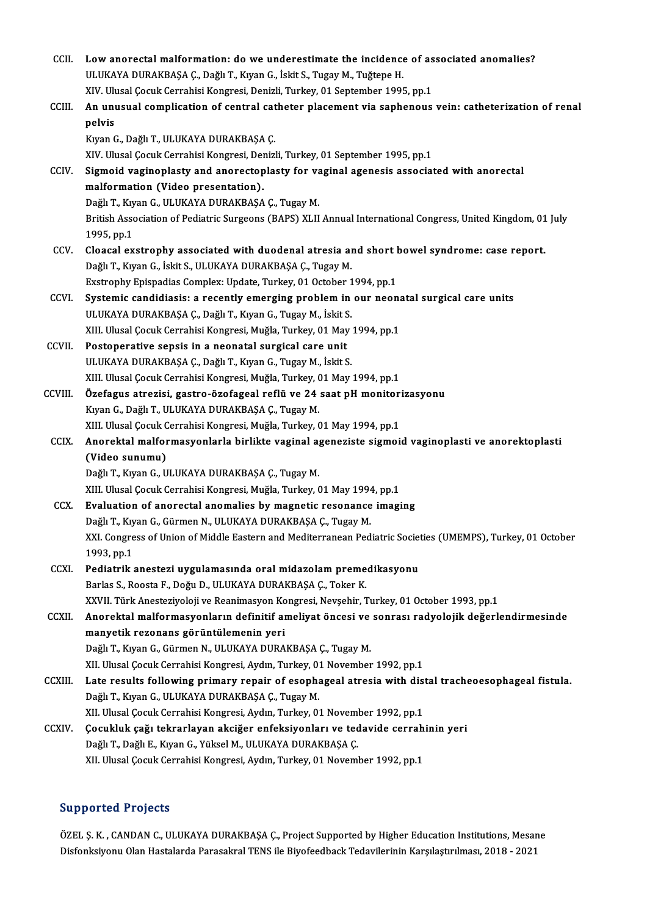CCII. **Low anorectal malformation: do we underestimate the incidence of associated anomalies?**
ULUKAYA DURAKBAŞA Ç., Dağlı T., Kıyan G., İskit S., Tugay M., Tuğtepe H.
XIV. Ulusal Çocuk Cerrahisi Kongresi, Denizli, Turkey, 01 September 1995, pp.1

CCIII. **An unusual complication of central catheter placement via saphenous vein: catheterization of renal pelvis**
Kıyan G., Dağlı T., ULUKAYA DURAKBAŞA Ç.
XIV. Ulusal Çocuk Cerrahisi Kongresi, Denizli, Turkey, 01 September 1995, pp.1

CCIV. **Sigmoid vaginoplasty and anorectoplasty for vaginal agenesis associated with anorectal malformation (Video presentation).**
Dağlı T., Kıyan G., ULUKAYA DURAKBAŞA Ç., Tugay M.
British Association of Pediatric Surgeons (BAPS) XLII Annual International Congress, United Kingdom, 01 July 1995, pp.1

CCV. **Cloacal exstrophy associated with duodenal atresia and short bowel syndrome: case report.**
Dağlı T., Kıyan G., İskit S., ULUKAYA DURAKBAŞA Ç., Tugay M.
Exstrophy Epispadias Complex: Update, Turkey, 01 October 1994, pp.1

CCVI. **Systemic candidiasis: a recently emerging problem in our neonatal surgical care units**
ULUKAYA DURAKBAŞA Ç., Dağlı T., Kıyan G., Tugay M., İskit S.
XIII. Ulusal Çocuk Cerrahisi Kongresi, Muğla, Turkey, 01 May 1994, pp.1

CCVII. **Postoperative sepsis in a neonatal surgical care unit**
ULUKAYA DURAKBAŞA Ç., Dağlı T., Kıyan G., Tugay M., İskit S.
XIII. Ulusal Çocuk Cerrahisi Kongresi, Muğla, Turkey, 01 May 1994, pp.1

CCVIII. **Özefagus atrezisi, gastro-özofageal reflü ve 24 saat pH monitorizasyonu**
Kıyan G., Dağlı T., ULUKAYA DURAKBAŞA Ç., Tugay M.
XIII. Ulusal Çocuk Cerrahisi Kongresi, Muğla, Turkey, 01 May 1994, pp.1

CCIX. **Anorektal malformasyonlarla birlikte vaginal ageneziste sigmoid vaginoplasti ve anorektoplasti (Video sunumu)**
Dağlı T., Kıyan G., ULUKAYA DURAKBAŞA Ç., Tugay M.
XIII. Ulusal Çocuk Cerrahisi Kongresi, Muğla, Turkey, 01 May 1994, pp.1

CCX. **Evaluation of anorectal anomalies by magnetic resonance imaging**
Dağlı T., Kıyan G., Gürmen N., ULUKAYA DURAKBAŞA Ç., Tugay M.
XXI. Congress of Union of Middle Eastern and Mediterranean Pediatric Societies (UMEMPS), Turkey, 01 October 1993, pp.1

CCXI. **Pediatrik anestezi uygulamasında oral midazolam premedikasyonu**
Barlas S., Roosta F., Doğu D., ULUKAYA DURAKBAŞA Ç., Toker K.
XXVII. Türk Anesteziyoloji ve Reanimasyon Kongresi, Nevşehir, Turkey, 01 October 1993, pp.1

CCXII. **Anorektal malformasyonların definitif ameliyat öncesi ve sonrası radyolojik değerlendirmesinde manyetik rezonans görüntülemenin yeri**
Dağlı T., Kıyan G., Gürmen N., ULUKAYA DURAKBAŞA Ç., Tugay M.
XII. Ulusal Çocuk Cerrahisi Kongresi, Aydın, Turkey, 01 November 1992, pp.1

CCXIII. **Late results following primary repair of esophageal atresia with distal tracheoesophageal fistula.**
Dağlı T., Kıyan G., ULUKAYA DURAKBAŞA Ç., Tugay M.
XII. Ulusal Çocuk Cerrahisi Kongresi, Aydın, Turkey, 01 November 1992, pp.1

CCXIV. **Çocukluk çağı tekrarlayan akciğer enfeksiyonları ve tedavide cerrahinin yeri**
Dağlı T., Dağlı E., Kıyan G., Yüksel M., ULUKAYA DURAKBAŞA Ç.
XII. Ulusal Çocuk Cerrahisi Kongresi, Aydın, Turkey, 01 November 1992, pp.1

## Supported Projects

ÖZEL Ş. K. , CANDAN C., ULUKAYA DURAKBAŞA Ç., Project Supported by Higher Education Institutions, Mesane Disfonksiyonu Olan Hastalarda Parasakral TENS ile Biyofeedback Tedavilerinin Karşılaştırılması, 2018 - 2021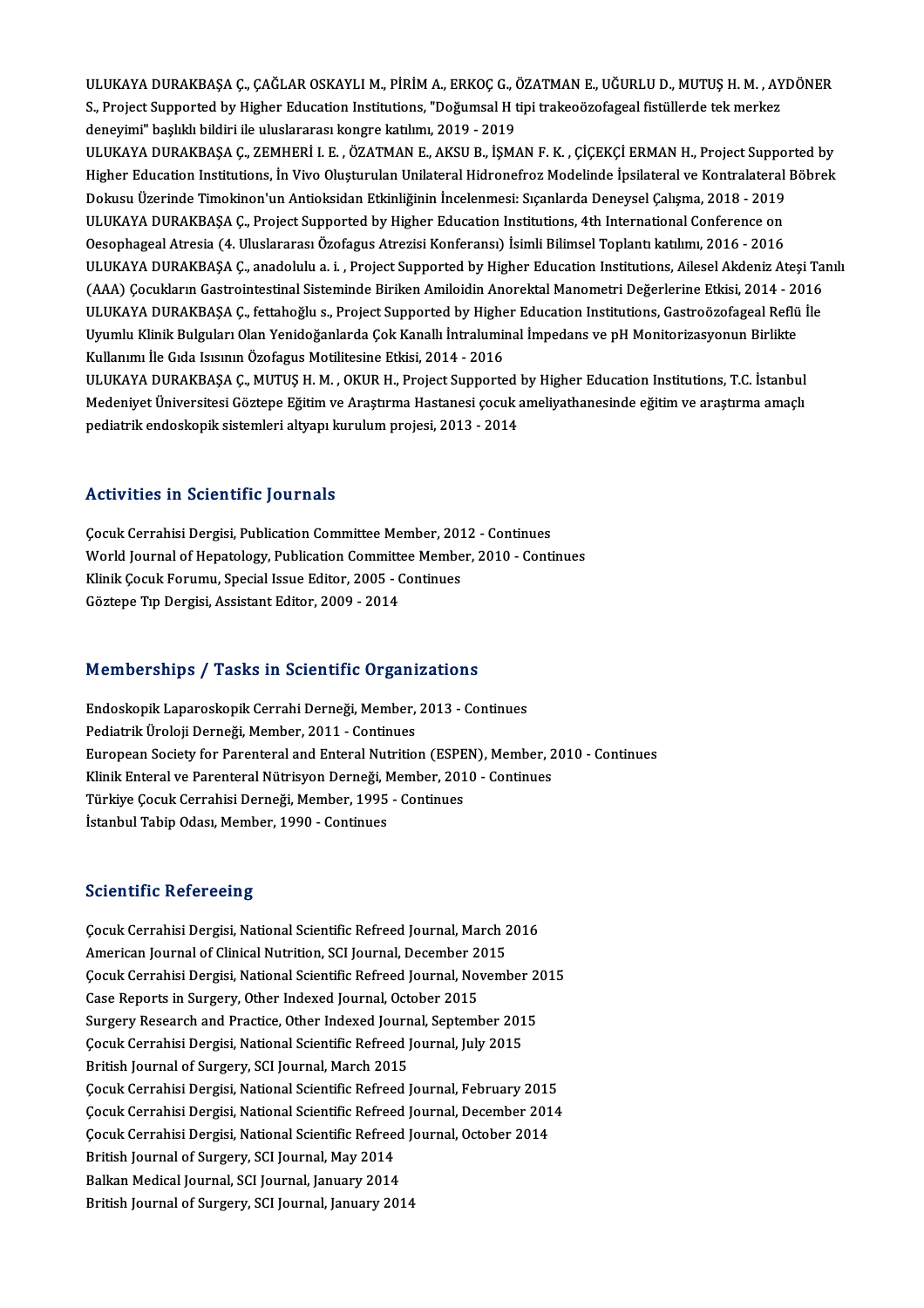ULUKAYA DURAKBAŞA Ç., ÇAĞLAR OSKAYLI M., PİRİM A., ERKOÇ G., ÖZATMAN E., UĞURLU D., MUTUŞ H. M. , AYDÖNER S., Project Supported by Higher Education Institutions, "Doğumsal H tipi trakeoözofageal fistüllerde tek merkez deneyimi" başlıklı bildiri ile uluslararası kongre katılımı, 2019 - 2019

ULUKAYA DURAKBAŞA Ç., ZEMHERİ I. E. , ÖZATMAN E., AKSU B., İŞMAN F. K. , ÇİÇEKÇİ ERMAN H., Project Supported by Higher Education Institutions, İn Vivo Oluşturulan Unilateral Hidronefroz Modelinde İpsilateral ve Kontralateral Böbrek Dokusu Üzerinde Timokinon'un Antioksidan Etkinliğinin İncelenmesi: Sıçanlarda Deneysel Çalışma, 2018 - 2019

ULUKAYA DURAKBAŞA Ç., Project Supported by Higher Education Institutions, 4th International Conference on Oesophageal Atresia (4. Uluslararası Özofagus Atrezisi Konferansı) İsimli Bilimsel Toplantı katılımı, 2016 - 2016

ULUKAYA DURAKBAŞA Ç., anadolulu a. i. , Project Supported by Higher Education Institutions, Ailesel Akdeniz Ateşi Tanılı (AAA) Çocukların Gastrointestinal Sisteminde Biriken Amiloidin Anorektal Manometri Değerlerine Etkisi, 2014 - 2016

ULUKAYA DURAKBAŞA Ç., fettahoğlu s., Project Supported by Higher Education Institutions, Gastroözofageal Reflü İle Uyumlu Klinik Bulguları Olan Yenidoğanlarda Çok Kanallı İntraluminal İmpedans ve pH Monitorizasyonun Birlikte Kullanımı İle Gıda Isısının Özofagus Motilitesine Etkisi, 2014 - 2016

ULUKAYA DURAKBAŞA Ç., MUTUŞ H. M. , OKUR H., Project Supported by Higher Education Institutions, T.C. İstanbul Medeniyet Üniversitesi Göztepe Eğitim ve Araştırma Hastanesi çocuk ameliyathanesinde eğitim ve araştırma amaçlı pediatrik endoskopik sistemleri altyapı kurulum projesi, 2013 - 2014

## Activities in Scientific Journals

Çocuk Cerrahisi Dergisi, Publication Committee Member, 2012 - Continues
World Journal of Hepatology, Publication Committee Member, 2010 - Continues
Klinik Çocuk Forumu, Special Issue Editor, 2005 - Continues
Göztepe Tıp Dergisi, Assistant Editor, 2009 - 2014

## Memberships / Tasks in Scientific Organizations

Endoskopik Laparoskopik Cerrahi Derneği, Member, 2013 - Continues
Pediatrik Üroloji Derneği, Member, 2011 - Continues
European Society for Parenteral and Enteral Nutrition (ESPEN), Member, 2010 - Continues
Klinik Enteral ve Parenteral Nütrisyon Derneği, Member, 2010 - Continues
Türkiye Çocuk Cerrahisi Derneği, Member, 1995 - Continues
İstanbul Tabip Odası, Member, 1990 - Continues

## Scientific Refereeing

Çocuk Cerrahisi Dergisi, National Scientific Refreed Journal, March 2016
American Journal of Clinical Nutrition, SCI Journal, December 2015
Çocuk Cerrahisi Dergisi, National Scientific Refreed Journal, November 2015
Case Reports in Surgery, Other Indexed Journal, October 2015
Surgery Research and Practice, Other Indexed Journal, September 2015
Çocuk Cerrahisi Dergisi, National Scientific Refreed Journal, July 2015
British Journal of Surgery, SCI Journal, March 2015
Çocuk Cerrahisi Dergisi, National Scientific Refreed Journal, February 2015
Çocuk Cerrahisi Dergisi, National Scientific Refreed Journal, December 2014
Çocuk Cerrahisi Dergisi, National Scientific Refreed Journal, October 2014
British Journal of Surgery, SCI Journal, May 2014
Balkan Medical Journal, SCI Journal, January 2014
British Journal of Surgery, SCI Journal, January 2014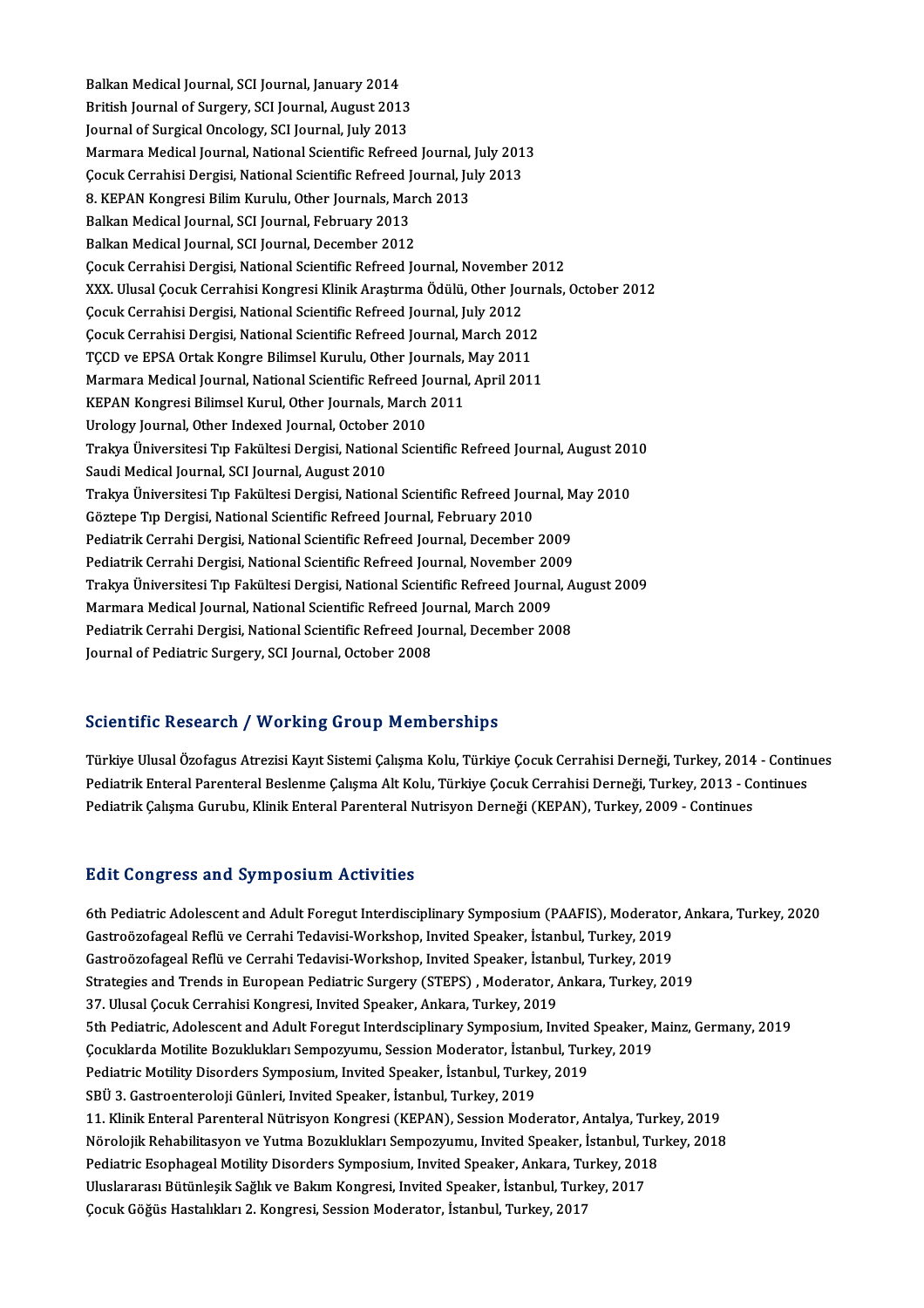Balkan Medical Journal, SCI Journal, January 2014
British Journal of Surgery, SCI Journal, August 2013
Journal of Surgical Oncology, SCI Journal, July 2013
Marmara Medical Journal, National Scientific Refreed Journal, July 2013
Çocuk Cerrahisi Dergisi, National Scientific Refreed Journal, July 2013
8. KEPAN Kongresi Bilim Kurulu, Other Journals, March 2013
Balkan Medical Journal, SCI Journal, February 2013
Balkan Medical Journal, SCI Journal, December 2012
Çocuk Cerrahisi Dergisi, National Scientific Refreed Journal, November 2012
XXX. Ulusal Çocuk Cerrahisi Kongresi Klinik Araştırma Ödülü, Other Journals, October 2012
Çocuk Cerrahisi Dergisi, National Scientific Refreed Journal, July 2012
Çocuk Cerrahisi Dergisi, National Scientific Refreed Journal, March 2012
TÇCD ve EPSA Ortak Kongre Bilimsel Kurulu, Other Journals, May 2011
Marmara Medical Journal, National Scientific Refreed Journal, April 2011
KEPAN Kongresi Bilimsel Kurul, Other Journals, March 2011
Urology Journal, Other Indexed Journal, October 2010
Trakya Üniversitesi Tıp Fakültesi Dergisi, National Scientific Refreed Journal, August 2010
Saudi Medical Journal, SCI Journal, August 2010
Trakya Üniversitesi Tıp Fakültesi Dergisi, National Scientific Refreed Journal, May 2010
Göztepe Tıp Dergisi, National Scientific Refreed Journal, February 2010
Pediatrik Cerrahi Dergisi, National Scientific Refreed Journal, December 2009
Pediatrik Cerrahi Dergisi, National Scientific Refreed Journal, November 2009
Trakya Üniversitesi Tıp Fakültesi Dergisi, National Scientific Refreed Journal, August 2009
Marmara Medical Journal, National Scientific Refreed Journal, March 2009
Pediatrik Cerrahi Dergisi, National Scientific Refreed Journal, December 2008
Journal of Pediatric Surgery, SCI Journal, October 2008

## Scientific Research / Working Group Memberships

Türkiye Ulusal Özofagus Atrezisi Kayıt Sistemi Çalışma Kolu, Türkiye Çocuk Cerrahisi Derneği, Turkey, 2014 - Continues
Pediatrik Enteral Parenteral Beslenme Çalışma Alt Kolu, Türkiye Çocuk Cerrahisi Derneği, Turkey, 2013 - Continues
Pediatrik Çalışma Gurubu, Klinik Enteral Parenteral Nutrisyon Derneği (KEPAN), Turkey, 2009 - Continues

## Edit Congress and Symposium Activities

6th Pediatric Adolescent and Adult Foregut Interdisciplinary Symposium (PAAFIS), Moderator, Ankara, Turkey, 2020
Gastroözofageal Reflü ve Cerrahi Tedavisi-Workshop, Invited Speaker, İstanbul, Turkey, 2019
Gastroözofageal Reflü ve Cerrahi Tedavisi-Workshop, Invited Speaker, İstanbul, Turkey, 2019
Strategies and Trends in European Pediatric Surgery (STEPS) , Moderator, Ankara, Turkey, 2019
37. Ulusal Çocuk Cerrahisi Kongresi, Invited Speaker, Ankara, Turkey, 2019
5th Pediatric, Adolescent and Adult Foregut Interdsciplinary Symposium, Invited Speaker, Mainz, Germany, 2019
Çocuklarda Motilite Bozuklukları Sempozyumu, Session Moderator, İstanbul, Turkey, 2019
Pediatric Motility Disorders Symposium, Invited Speaker, İstanbul, Turkey, 2019
SBÜ 3. Gastroenteroloji Günleri, Invited Speaker, İstanbul, Turkey, 2019
11. Klinik Enteral Parenteral Nütrisyon Kongresi (KEPAN), Session Moderator, Antalya, Turkey, 2019
Nörolojik Rehabilitasyon ve Yutma Bozuklukları Sempozyumu, Invited Speaker, İstanbul, Turkey, 2018
Pediatric Esophageal Motility Disorders Symposium, Invited Speaker, Ankara, Turkey, 2018
Uluslararası Bütünleşik Sağlık ve Bakım Kongresi, Invited Speaker, İstanbul, Turkey, 2017
Çocuk Göğüs Hastalıkları 2. Kongresi, Session Moderator, İstanbul, Turkey, 2017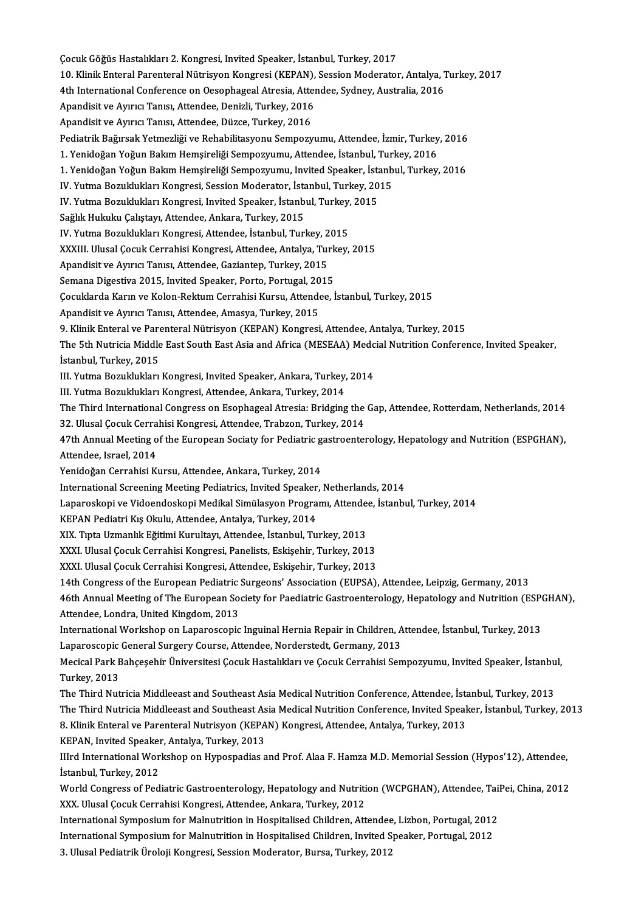Çocuk Göğüs Hastalıkları 2. Kongresi, Invited Speaker, İstanbul, Turkey, 2017
10. Klinik Enteral Parenteral Nütrisyon Kongresi (KEPAN), Session Moderator, Antalya, Turkey, 2017
4th International Conference on Oesophageal Atresia, Attendee, Sydney, Australia, 2016
Apandisit ve Ayırıcı Tanısı, Attendee, Denizli, Turkey, 2016
Apandisit ve Ayırıcı Tanısı, Attendee, Düzce, Turkey, 2016
Pediatrik Bağırsak Yetmezliği ve Rehabilitasyonu Sempozyumu, Attendee, İzmir, Turkey, 2016
1. Yenidoğan Yoğun Bakım Hemşireliği Sempozyumu, Attendee, İstanbul, Turkey, 2016
1. Yenidoğan Yoğun Bakım Hemşireliği Sempozyumu, Invited Speaker, İstanbul, Turkey, 2016
IV. Yutma Bozuklukları Kongresi, Session Moderator, İstanbul, Turkey, 2015
IV. Yutma Bozuklukları Kongresi, Invited Speaker, İstanbul, Turkey, 2015
Sağlık Hukuku Çalıştayı, Attendee, Ankara, Turkey, 2015
IV. Yutma Bozuklukları Kongresi, Attendee, İstanbul, Turkey, 2015
XXXIII. Ulusal Çocuk Cerrahisi Kongresi, Attendee, Antalya, Turkey, 2015
Apandisit ve Ayırıcı Tanısı, Attendee, Gaziantep, Turkey, 2015
Semana Digestiva 2015, Invited Speaker, Porto, Portugal, 2015
Çocuklarda Karın ve Kolon-Rektum Cerrahisi Kursu, Attendee, İstanbul, Turkey, 2015
Apandisit ve Ayırıcı Tanısı, Attendee, Amasya, Turkey, 2015
9. Klinik Enteral ve Parenteral Nütrisyon (KEPAN) Kongresi, Attendee, Antalya, Turkey, 2015
The 5th Nutricia Middle East South East Asia and Africa (MESEAA) Medcial Nutrition Conference, Invited Speaker, İstanbul, Turkey, 2015
III. Yutma Bozuklukları Kongresi, Invited Speaker, Ankara, Turkey, 2014
III. Yutma Bozuklukları Kongresi, Attendee, Ankara, Turkey, 2014
The Third International Congress on Esophageal Atresia: Bridging the Gap, Attendee, Rotterdam, Netherlands, 2014
32. Ulusal Çocuk Cerrahisi Kongresi, Attendee, Trabzon, Turkey, 2014
47th Annual Meeting of the European Sociaty for Pediatric gastroenterology, Hepatology and Nutrition (ESPGHAN), Attendee, Israel, 2014
Yenidoğan Cerrahisi Kursu, Attendee, Ankara, Turkey, 2014
International Screening Meeting Pediatrics, Invited Speaker, Netherlands, 2014
Laparoskopi ve Vidoendoskopi Medikal Simülasyon Programı, Attendee, İstanbul, Turkey, 2014
KEPAN Pediatri Kış Okulu, Attendee, Antalya, Turkey, 2014
XIX. Tıpta Uzmanlık Eğitimi Kurultayı, Attendee, İstanbul, Turkey, 2013
XXXI. Ulusal Çocuk Cerrahisi Kongresi, Panelists, Eskişehir, Turkey, 2013
XXXI. Ulusal Çocuk Cerrahisi Kongresi, Attendee, Eskişehir, Turkey, 2013
14th Congress of the European Pediatric Surgeons' Association (EUPSA), Attendee, Leipzig, Germany, 2013
46th Annual Meeting of The European Society for Paediatric Gastroenterology, Hepatology and Nutrition (ESPGHAN), Attendee, Londra, United Kingdom, 2013
International Workshop on Laparoscopic Inguinal Hernia Repair in Children, Attendee, İstanbul, Turkey, 2013
Laparoscopic General Surgery Course, Attendee, Norderstedt, Germany, 2013
Mecical Park Bahçeşehir Üniversitesi Çocuk Hastalıkları ve Çocuk Cerrahisi Sempozyumu, Invited Speaker, İstanbul, Turkey, 2013
The Third Nutricia Middleeast and Southeast Asia Medical Nutrition Conference, Attendee, İstanbul, Turkey, 2013
The Third Nutricia Middleeast and Southeast Asia Medical Nutrition Conference, Invited Speaker, İstanbul, Turkey, 2013
8. Klinik Enteral ve Parenteral Nutrisyon (KEPAN) Kongresi, Attendee, Antalya, Turkey, 2013
KEPAN, Invited Speaker, Antalya, Turkey, 2013
IIIrd International Workshop on Hypospadias and Prof. Alaa F. Hamza M.D. Memorial Session (Hypos'12), Attendee, İstanbul, Turkey, 2012
World Congress of Pediatric Gastroenterology, Hepatology and Nutrition (WCPGHAN), Attendee, TaiPei, China, 2012
XXX. Ulusal Çocuk Cerrahisi Kongresi, Attendee, Ankara, Turkey, 2012
International Symposium for Malnutrition in Hospitalised Children, Attendee, Lizbon, Portugal, 2012
International Symposium for Malnutrition in Hospitalised Children, Invited Speaker, Portugal, 2012
3. Ulusal Pediatrik Üroloji Kongresi, Session Moderator, Bursa, Turkey, 2012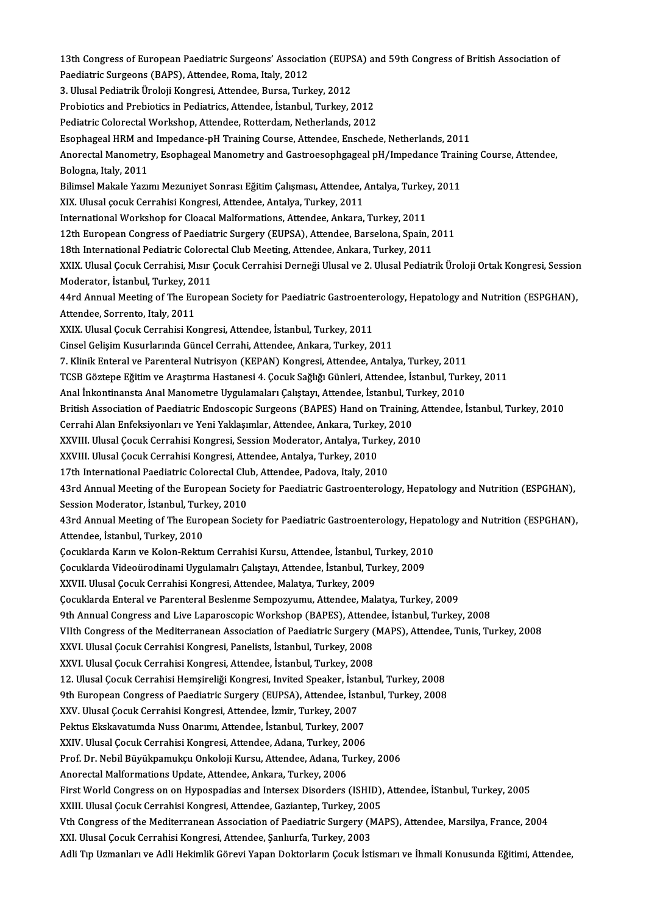13th Congress of European Paediatric Surgeons' Association (EUPSA) and 59th Congress of British Association of Paediatric Surgeons (BAPS), Attendee, Roma, Italy, 2012

3. Ulusal Pediatrik Üroloji Kongresi, Attendee, Bursa, Turkey, 2012

Probiotics and Prebiotics in Pediatrics, Attendee, İstanbul, Turkey, 2012

Pediatric Colorectal Workshop, Attendee, Rotterdam, Netherlands, 2012

Esophageal HRM and Impedance-pH Training Course, Attendee, Enschede, Netherlands, 2011

Anorectal Manometry, Esophageal Manometry and Gastroesophgageal pH/Impedance Training Course, Attendee, Bologna, Italy, 2011

Bilimsel Makale Yazımı Mezuniyet Sonrası Eğitim Çalışması, Attendee, Antalya, Turkey, 2011

XIX. Ulusal çocuk Cerrahisi Kongresi, Attendee, Antalya, Turkey, 2011

International Workshop for Cloacal Malformations, Attendee, Ankara, Turkey, 2011

12th European Congress of Paediatric Surgery (EUPSA), Attendee, Barselona, Spain, 2011

18th International Pediatric Colorectal Club Meeting, Attendee, Ankara, Turkey, 2011

XXIX. Ulusal Çocuk Cerrahisi, Mısır Çocuk Cerrahisi Derneği Ulusal ve 2. Ulusal Pediatrik Üroloji Ortak Kongresi, Session Moderator, İstanbul, Turkey, 2011

44rd Annual Meeting of The European Society for Paediatric Gastroenterology, Hepatology and Nutrition (ESPGHAN), Attendee, Sorrento, Italy, 2011

XXIX. Ulusal Çocuk Cerrahisi Kongresi, Attendee, İstanbul, Turkey, 2011

Cinsel Gelişim Kusurlarında Güncel Cerrahi, Attendee, Ankara, Turkey, 2011

7. Klinik Enteral ve Parenteral Nutrisyon (KEPAN) Kongresi, Attendee, Antalya, Turkey, 2011

TCSB Göztepe Eğitim ve Araştırma Hastanesi 4. Çocuk Sağlığı Günleri, Attendee, İstanbul, Turkey, 2011

Anal İnkontinansta Anal Manometre Uygulamaları Çalıştayı, Attendee, İstanbul, Turkey, 2010

British Association of Paediatric Endoscopic Surgeons (BAPES) Hand on Training, Attendee, İstanbul, Turkey, 2010

Cerrahi Alan Enfeksiyonları ve Yeni Yaklaşımlar, Attendee, Ankara, Turkey, 2010

XXVIII. Ulusal Çocuk Cerrahisi Kongresi, Session Moderator, Antalya, Turkey, 2010

XXVIII. Ulusal Çocuk Cerrahisi Kongresi, Attendee, Antalya, Turkey, 2010

17th International Paediatric Colorectal Club, Attendee, Padova, Italy, 2010

43rd Annual Meeting of the European Society for Paediatric Gastroenterology, Hepatology and Nutrition (ESPGHAN), Session Moderator, İstanbul, Turkey, 2010

43rd Annual Meeting of The European Society for Paediatric Gastroenterology, Hepatology and Nutrition (ESPGHAN), Attendee, İstanbul, Turkey, 2010

Çocuklarda Karın ve Kolon-Rektum Cerrahisi Kursu, Attendee, İstanbul, Turkey, 2010

Çocuklarda Videoürodinami Uygulamalrı Çalıştayı, Attendee, İstanbul, Turkey, 2009

XXVII. Ulusal Çocuk Cerrahisi Kongresi, Attendee, Malatya, Turkey, 2009

Çocuklarda Enteral ve Parenteral Beslenme Sempozyumu, Attendee, Malatya, Turkey, 2009

9th Annual Congress and Live Laparoscopic Workshop (BAPES), Attendee, İstanbul, Turkey, 2008

VIIth Congress of the Mediterranean Association of Paediatric Surgery (MAPS), Attendee, Tunis, Turkey, 2008

XXVI. Ulusal Çocuk Cerrahisi Kongresi, Panelists, İstanbul, Turkey, 2008

XXVI. Ulusal Çocuk Cerrahisi Kongresi, Attendee, İstanbul, Turkey, 2008

12. Ulusal Çocuk Cerrahisi Hemşireliği Kongresi, Invited Speaker, İstanbul, Turkey, 2008

9th European Congress of Paediatric Surgery (EUPSA), Attendee, İstanbul, Turkey, 2008

XXV. Ulusal Çocuk Cerrahisi Kongresi, Attendee, İzmir, Turkey, 2007

Pektus Ekskavatumda Nuss Onarımı, Attendee, İstanbul, Turkey, 2007

XXIV. Ulusal Çocuk Cerrahisi Kongresi, Attendee, Adana, Turkey, 2006

Prof. Dr. Nebil Büyükpamukçu Onkoloji Kursu, Attendee, Adana, Turkey, 2006

Anorectal Malformations Update, Attendee, Ankara, Turkey, 2006

First World Congress on on Hypospadias and Intersex Disorders (ISHID), Attendee, İStanbul, Turkey, 2005

XXIII. Ulusal Çocuk Cerrahisi Kongresi, Attendee, Gaziantep, Turkey, 2005

Vth Congress of the Mediterranean Association of Paediatric Surgery (MAPS), Attendee, Marsilya, France, 2004

XXI. Ulusal Çocuk Cerrahisi Kongresi, Attendee, Şanlıurfa, Turkey, 2003

Adli Tıp Uzmanları ve Adli Hekimlik Görevi Yapan Doktorların Çocuk İstismarı ve İhmali Konusunda Eğitimi, Attendee,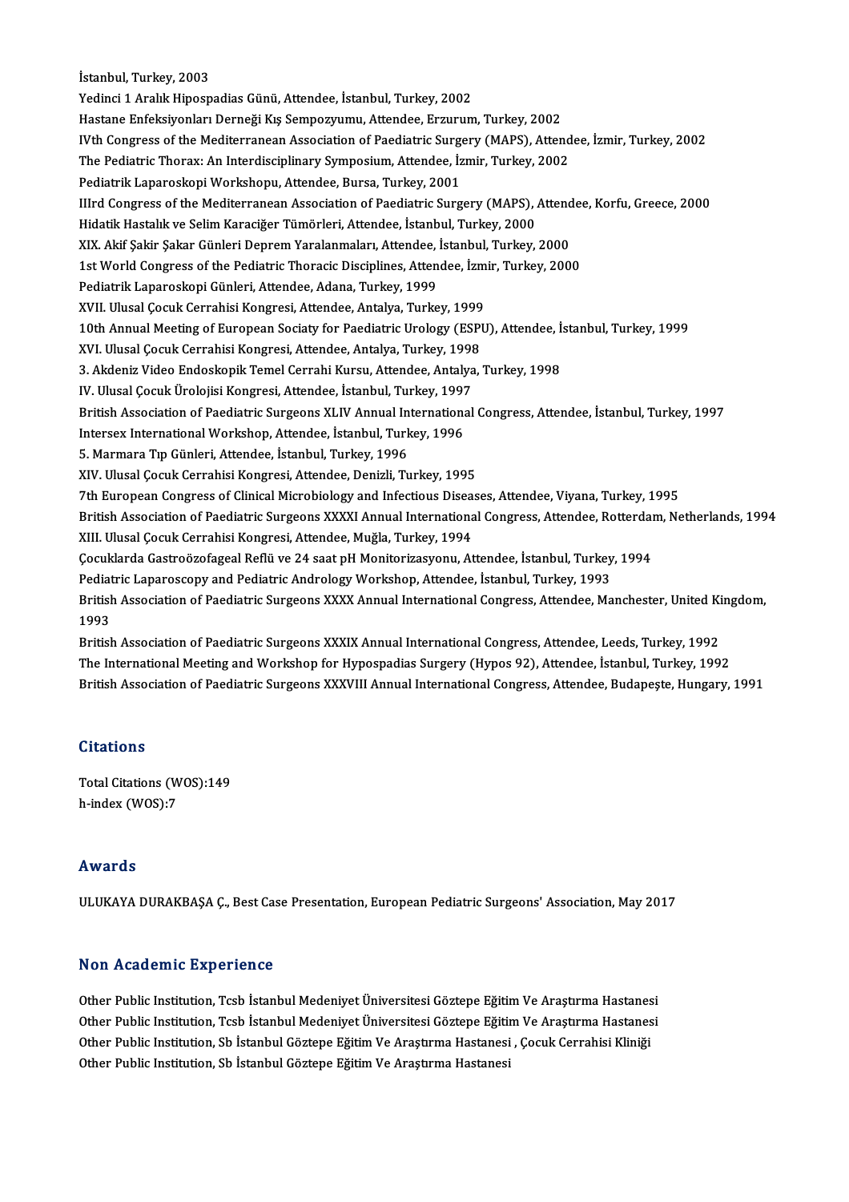İstanbul, Turkey, 2003

Yedinci 1 Aralık Hipospadias Günü, Attendee, İstanbul, Turkey, 2002

Hastane Enfeksiyonları Derneği Kış Sempozyumu, Attendee, Erzurum, Turkey, 2002

IVth Congress of the Mediterranean Association of Paediatric Surgery (MAPS), Attendee, İzmir, Turkey, 2002

The Pediatric Thorax: An Interdisciplinary Symposium, Attendee, İzmir, Turkey, 2002

Pediatrik Laparoskopi Workshopu, Attendee, Bursa, Turkey, 2001

IIIrd Congress of the Mediterranean Association of Paediatric Surgery (MAPS), Attendee, Korfu, Greece, 2000

Hidatik Hastalık ve Selim Karaciğer Tümörleri, Attendee, İstanbul, Turkey, 2000

XIX. Akif Şakir Şakar Günleri Deprem Yaralanmaları, Attendee, İstanbul, Turkey, 2000

1st World Congress of the Pediatric Thoracic Disciplines, Attendee, İzmir, Turkey, 2000

Pediatrik Laparoskopi Günleri, Attendee, Adana, Turkey, 1999

XVII. Ulusal Çocuk Cerrahisi Kongresi, Attendee, Antalya, Turkey, 1999

10th Annual Meeting of European Sociaty for Paediatric Urology (ESPU), Attendee, İstanbul, Turkey, 1999

XVI. Ulusal Çocuk Cerrahisi Kongresi, Attendee, Antalya, Turkey, 1998

3. Akdeniz Video Endoskopik Temel Cerrahi Kursu, Attendee, Antalya, Turkey, 1998

IV. Ulusal Çocuk Ürolojisi Kongresi, Attendee, İstanbul, Turkey, 1997

British Association of Paediatric Surgeons XLIV Annual International Congress, Attendee, İstanbul, Turkey, 1997

Intersex International Workshop, Attendee, İstanbul, Turkey, 1996

5. Marmara Tıp Günleri, Attendee, İstanbul, Turkey, 1996

XIV. Ulusal Çocuk Cerrahisi Kongresi, Attendee, Denizli, Turkey, 1995

7th European Congress of Clinical Microbiology and Infectious Diseases, Attendee, Viyana, Turkey, 1995

British Association of Paediatric Surgeons XXXXI Annual International Congress, Attendee, Rotterdam, Netherlands, 1994

XIII. Ulusal Çocuk Cerrahisi Kongresi, Attendee, Muğla, Turkey, 1994

Çocuklarda Gastroözofageal Reflü ve 24 saat pH Monitorizasyonu, Attendee, İstanbul, Turkey, 1994

Pediatric Laparoscopy and Pediatric Andrology Workshop, Attendee, İstanbul, Turkey, 1993

British Association of Paediatric Surgeons XXXX Annual International Congress, Attendee, Manchester, United Kingdom, 1993

British Association of Paediatric Surgeons XXXIX Annual International Congress, Attendee, Leeds, Turkey, 1992

The International Meeting and Workshop for Hypospadias Surgery (Hypos 92), Attendee, İstanbul, Turkey, 1992

British Association of Paediatric Surgeons XXXVIII Annual International Congress, Attendee, Budapeşte, Hungary, 1991

## Citations

Total Citations (WOS):149

h-index (WOS):7

## Awards

ULUKAYA DURAKBAŞA Ç., Best Case Presentation, European Pediatric Surgeons' Association, May 2017

## Non Academic Experience

Other Public Institution, Tcsb İstanbul Medeniyet Üniversitesi Göztepe Eğitim Ve Araştırma Hastanesi

Other Public Institution, Tcsb İstanbul Medeniyet Üniversitesi Göztepe Eğitim Ve Araştırma Hastanesi

Other Public Institution, Sb İstanbul Göztepe Eğitim Ve Araştırma Hastanesi , Çocuk Cerrahisi Kliniği

Other Public Institution, Sb İstanbul Göztepe Eğitim Ve Araştırma Hastanesi